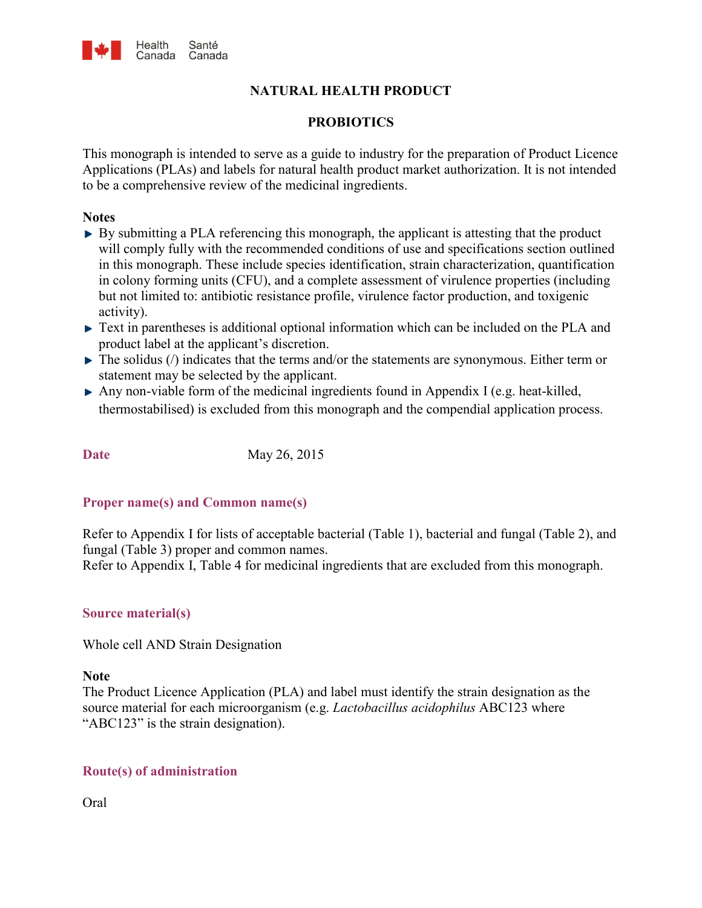Health Canada Santé Canada

# NATURAL HEALTH PRODUCT

## PROBIOTICS

This monograph is intended to serve as a guide to industry for the preparation of Product Licence Applications (PLAs) and labels for natural health product market authorization. It is not intended to be a comprehensive review of the medicinal ingredients.

**Notes**

- By submitting a PLA referencing this monograph, the applicant is attesting that the product will comply fully with the recommended conditions of use and specifications section outlined in this monograph. These include species identification, strain characterization, quantification in colony forming units (CFU), and a complete assessment of virulence properties (including but not limited to: antibiotic resistance profile, virulence factor production, and toxigenic activity).
- Text in parentheses is additional optional information which can be included on the PLA and product label at the applicant's discretion.
- The solidus (/) indicates that the terms and/or the statements are synonymous. Either term or statement may be selected by the applicant.
- Any non-viable form of the medicinal ingredients found in Appendix I (e.g. heat-killed, thermostabilised) is excluded from this monograph and the compendial application process.

### Date

May 26, 2015

### Proper name(s) and Common name(s)

Refer to Appendix I for lists of acceptable bacterial (Table 1), bacterial and fungal (Table 2), and fungal (Table 3) proper and common names.
Refer to Appendix I, Table 4 for medicinal ingredients that are excluded from this monograph.

### Source material(s)

Whole cell AND Strain Designation

**Note**
The Product Licence Application (PLA) and label must identify the strain designation as the source material for each microorganism (e.g. *Lactobacillus acidophilus* ABC123 where "ABC123" is the strain designation).

### Route(s) of administration

Oral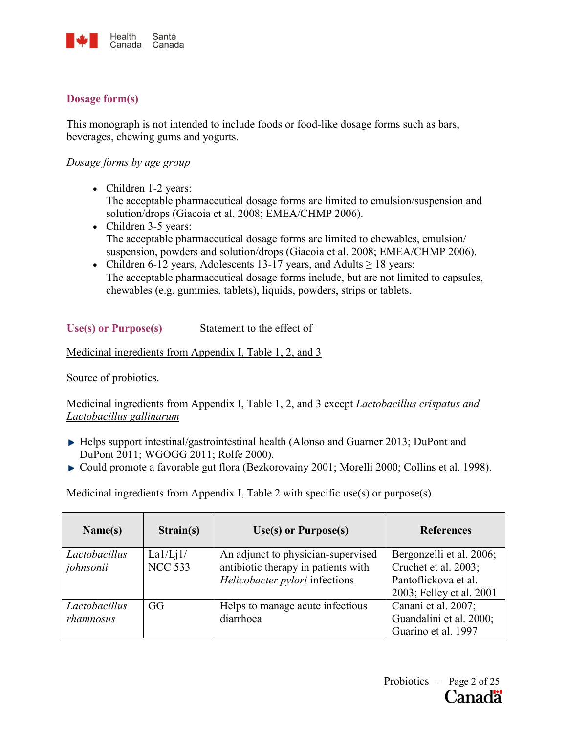## Dosage form(s)

This monograph is not intended to include foods or food-like dosage forms such as bars, beverages, chewing gums and yogurts.

*Dosage forms by age group*

- Children 1-2 years:
  The acceptable pharmaceutical dosage forms are limited to emulsion/suspension and solution/drops (Giacoia et al. 2008; EMEA/CHMP 2006).
- Children 3-5 years:
  The acceptable pharmaceutical dosage forms are limited to chewables, emulsion/suspension, powders and solution/drops (Giacoia et al. 2008; EMEA/CHMP 2006).
- Children 6-12 years, Adolescents 13-17 years, and Adults ≥ 18 years:
  The acceptable pharmaceutical dosage forms include, but are not limited to capsules, chewables (e.g. gummies, tablets), liquids, powders, strips or tablets.

## Use(s) or Purpose(s)

Statement to the effect of

Medicinal ingredients from Appendix I, Table 1, 2, and 3

Source of probiotics.

Medicinal ingredients from Appendix I, Table 1, 2, and 3 except *Lactobacillus crispatus and Lactobacillus gallinarum*

- Helps support intestinal/gastrointestinal health (Alonso and Guarner 2013; DuPont and DuPont 2011; WGOGG 2011; Rolfe 2000).
- Could promote a favorable gut flora (Bezkorovainy 2001; Morelli 2000; Collins et al. 1998).

Medicinal ingredients from Appendix I, Table 2 with specific use(s) or purpose(s)

| Name(s) | Strain(s) | Use(s) or Purpose(s) | References |
|---|---|---|---|
| *Lactobacillus johnsonii* | La1/Lj1/ NCC 533 | An adjunct to physician-supervised antibiotic therapy in patients with *Helicobacter pylori* infections | Bergonzelli et al. 2006; Cruchet et al. 2003; Pantoflickova et al. 2003; Felley et al. 2001 |
| *Lactobacillus rhamnosus* | GG | Helps to manage acute infectious diarrhoea | Canani et al. 2007; Guandalini et al. 2000; Guarino et al. 1997 |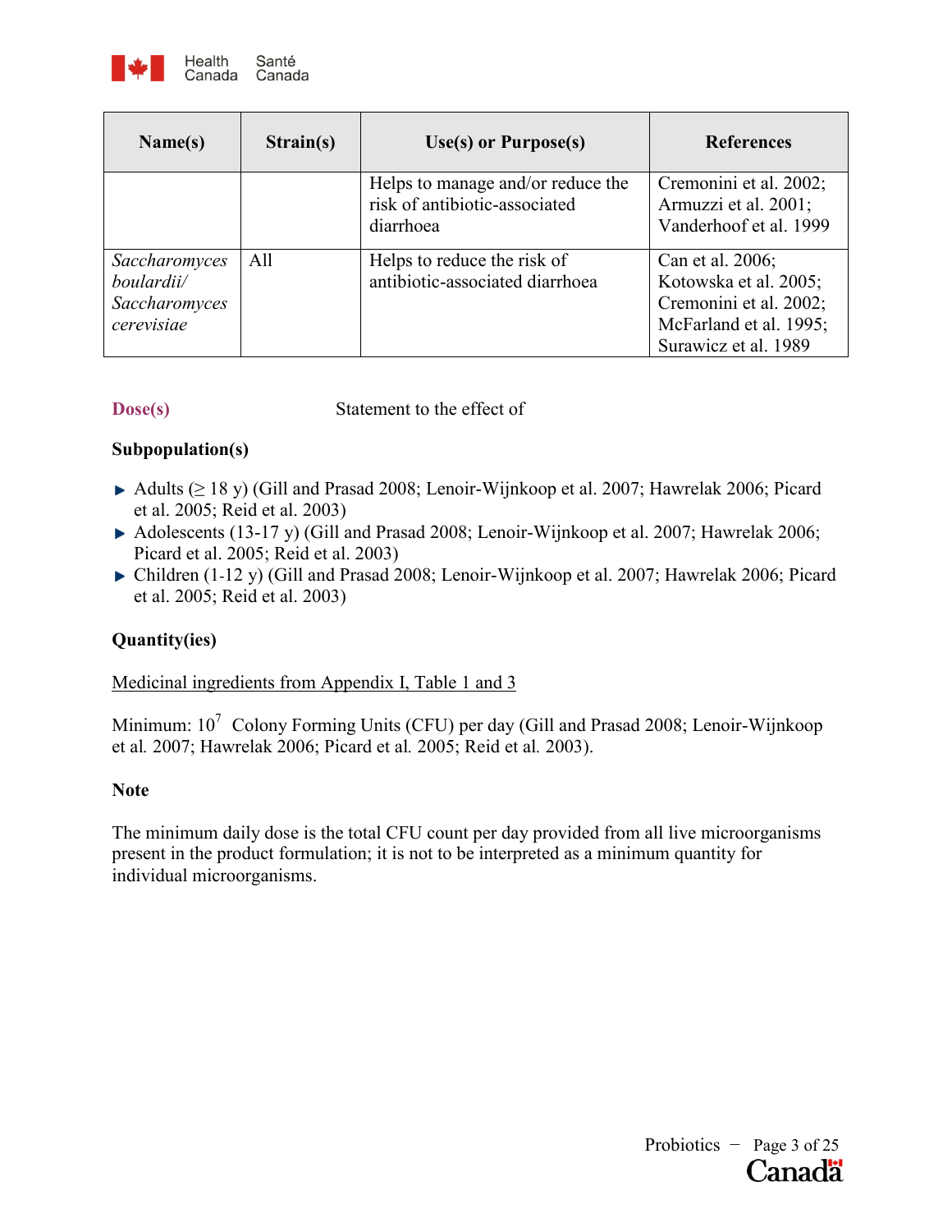| Name(s) | Strain(s) | Use(s) or Purpose(s) | References |
|---|---|---|---|
| | | Helps to manage and/or reduce the risk of antibiotic-associated diarrhoea | Cremonini et al. 2002; Armuzzi et al. 2001; Vanderhoof et al. 1999 |
| *Saccharomyces boulardii/ Saccharomyces cerevisiae* | All | Helps to reduce the risk of antibiotic-associated diarrhoea | Can et al. 2006; Kotowska et al. 2005; Cremonini et al. 2002; McFarland et al. 1995; Surawicz et al. 1989 |

**Dose(s)** Statement to the effect of

**Subpopulation(s)**

- Adults (≥ 18 y) (Gill and Prasad 2008; Lenoir-Wijnkoop et al. 2007; Hawrelak 2006; Picard et al. 2005; Reid et al. 2003)
- Adolescents (13-17 y) (Gill and Prasad 2008; Lenoir-Wijnkoop et al. 2007; Hawrelak 2006; Picard et al. 2005; Reid et al. 2003)
- Children (1-12 y) (Gill and Prasad 2008; Lenoir-Wijnkoop et al. 2007; Hawrelak 2006; Picard et al. 2005; Reid et al. 2003)

**Quantity(ies)**

Medicinal ingredients from Appendix I, Table 1 and 3

Minimum: $10^7$ Colony Forming Units (CFU) per day (Gill and Prasad 2008; Lenoir-Wijnkoop et al. 2007; Hawrelak 2006; Picard et al. 2005; Reid et al. 2003).

**Note**

The minimum daily dose is the total CFU count per day provided from all live microorganisms present in the product formulation; it is not to be interpreted as a minimum quantity for individual microorganisms.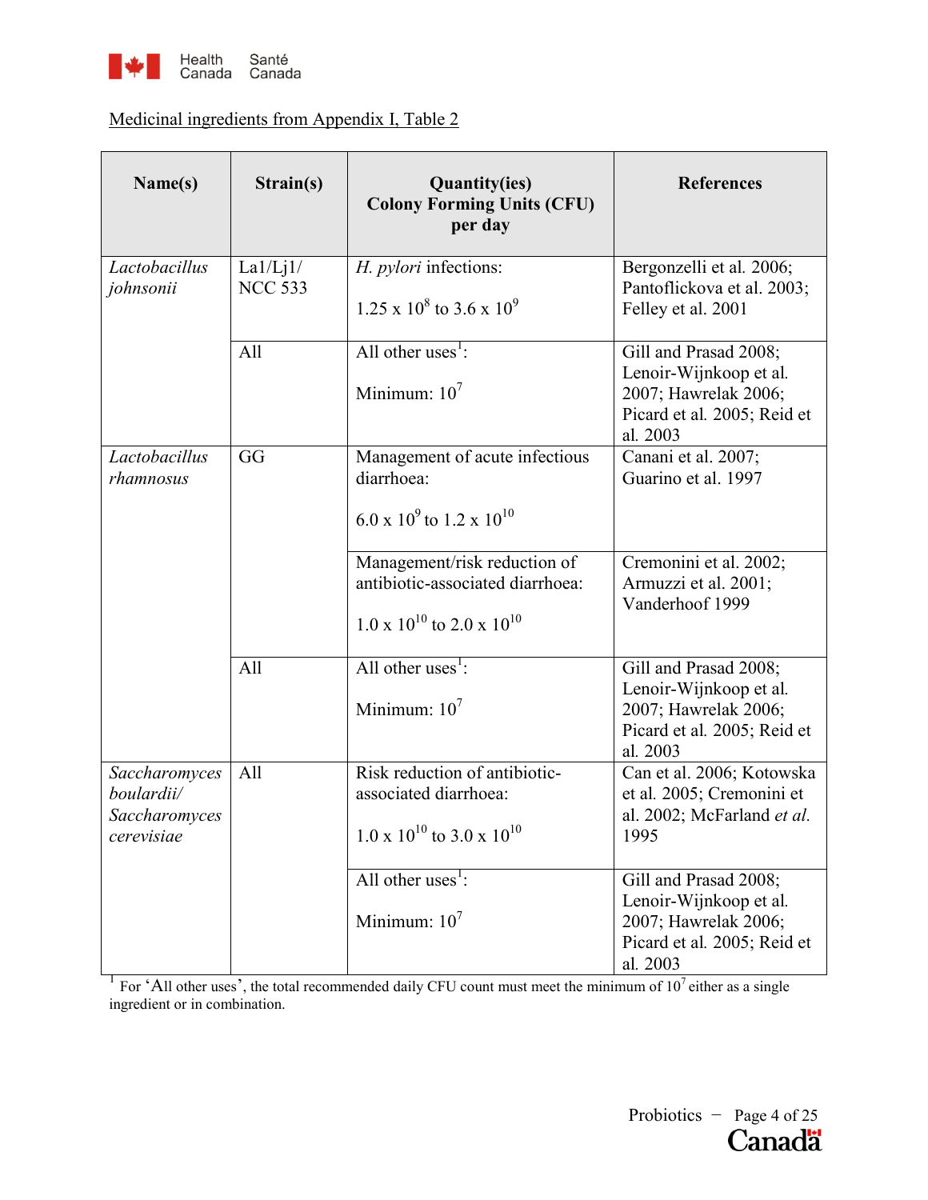Medicinal ingredients from Appendix I, Table 2

| Name(s) | Strain(s) | Quantity(ies) Colony Forming Units (CFU) per day | References |
|---|---|---|---|
| *Lactobacillus johnsonii* | La1/Lj1/ NCC 533 | *H. pylori* infections: $1.25 \times 10^8$ to $3.6 \times 10^9$ | Bergonzelli et al. 2006; Pantoflickova et al. 2003; Felley et al. 2001 |
| | All | All other uses[1]: Minimum: $10^7$ | Gill and Prasad 2008; Lenoir-Wijnkoop et al. 2007; Hawrelak 2006; Picard et al. 2005; Reid et al. 2003 |
| *Lactobacillus rhamnosus* | GG | Management of acute infectious diarrhoea: $6.0 \times 10^9$ to $1.2 \times 10^{10}$ | Canani et al. 2007; Guarino et al. 1997 |
| | | Management/risk reduction of antibiotic-associated diarrhoea: $1.0 \times 10^{10}$ to $2.0 \times 10^{10}$ | Cremonini et al. 2002; Armuzzi et al. 2001; Vanderhoof 1999 |
| | All | All other uses[1]: Minimum: $10^7$ | Gill and Prasad 2008; Lenoir-Wijnkoop et al. 2007; Hawrelak 2006; Picard et al. 2005; Reid et al. 2003 |
| *Saccharomyces boulardii/ Saccharomyces cerevisiae* | All | Risk reduction of antibiotic-associated diarrhoea: $1.0 \times 10^{10}$ to $3.0 \times 10^{10}$ | Can et al. 2006; Kotowska et al. 2005; Cremonini et al. 2002; McFarland *et al.* 1995 |
| | | All other uses[1]: Minimum: $10^7$ | Gill and Prasad 2008; Lenoir-Wijnkoop et al. 2007; Hawrelak 2006; Picard et al. 2005; Reid et al. 2003 |

[1] For 'All other uses', the total recommended daily CFU count must meet the minimum of $10^7$ either as a single ingredient or in combination.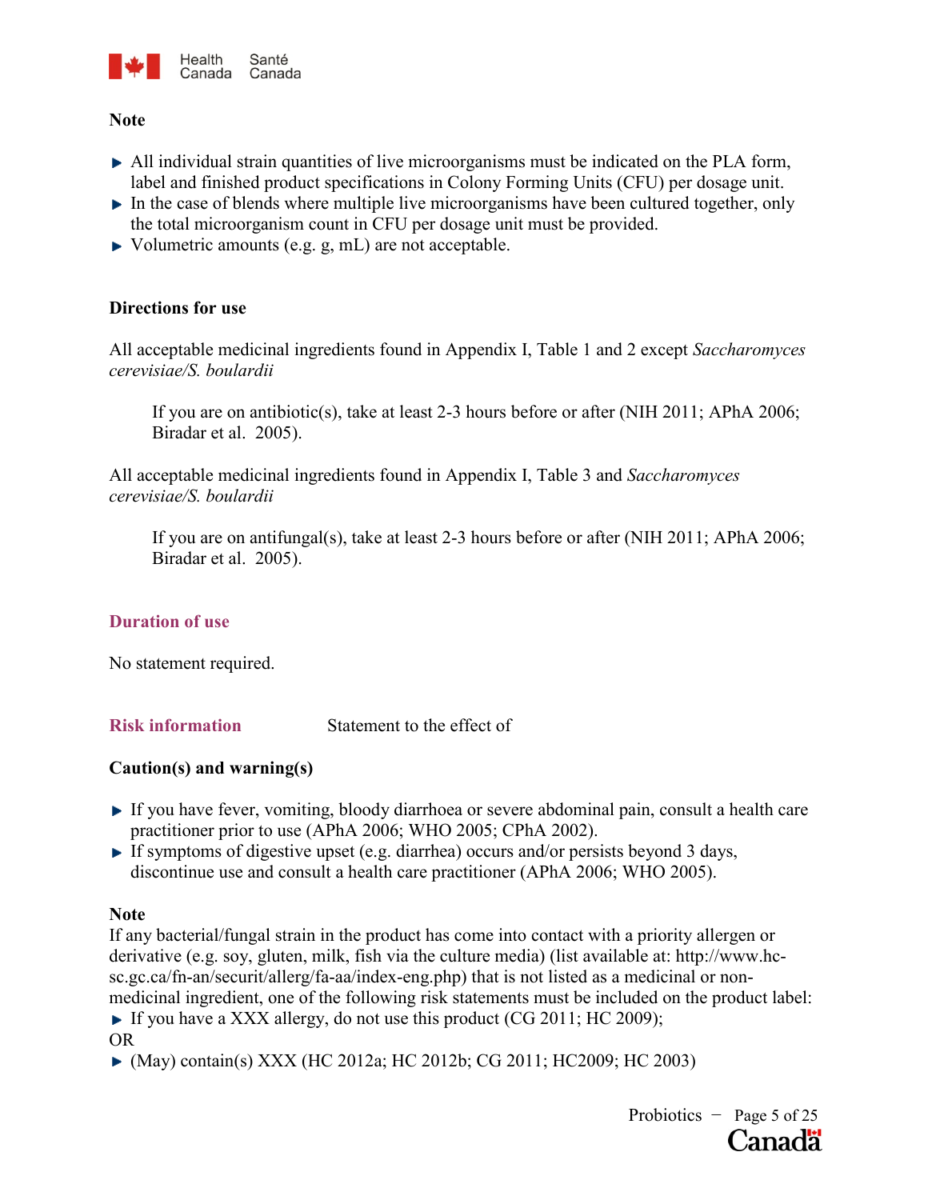**Note**

- All individual strain quantities of live microorganisms must be indicated on the PLA form, label and finished product specifications in Colony Forming Units (CFU) per dosage unit.
- In the case of blends where multiple live microorganisms have been cultured together, only the total microorganism count in CFU per dosage unit must be provided.
- Volumetric amounts (e.g. g, mL) are not acceptable.

**Directions for use**

All acceptable medicinal ingredients found in Appendix I, Table 1 and 2 except *Saccharomyces cerevisiae/S. boulardii*

> If you are on antibiotic(s), take at least 2-3 hours before or after (NIH 2011; APhA 2006; Biradar et al. 2005).

All acceptable medicinal ingredients found in Appendix I, Table 3 and *Saccharomyces cerevisiae/S. boulardii*

> If you are on antifungal(s), take at least 2-3 hours before or after (NIH 2011; APhA 2006; Biradar et al. 2005).

## Duration of use

No statement required.

## Risk information

Statement to the effect of

**Caution(s) and warning(s)**

- If you have fever, vomiting, bloody diarrhoea or severe abdominal pain, consult a health care practitioner prior to use (APhA 2006; WHO 2005; CPhA 2002).
- If symptoms of digestive upset (e.g. diarrhea) occurs and/or persists beyond 3 days, discontinue use and consult a health care practitioner (APhA 2006; WHO 2005).

**Note**

If any bacterial/fungal strain in the product has come into contact with a priority allergen or derivative (e.g. soy, gluten, milk, fish via the culture media) (list available at: http://www.hc-sc.gc.ca/fn-an/securit/allerg/fa-aa/index-eng.php) that is not listed as a medicinal or non-medicinal ingredient, one of the following risk statements must be included on the product label:

- If you have a XXX allergy, do not use this product (CG 2011; HC 2009);

OR

- (May) contain(s) XXX (HC 2012a; HC 2012b; CG 2011; HC2009; HC 2003)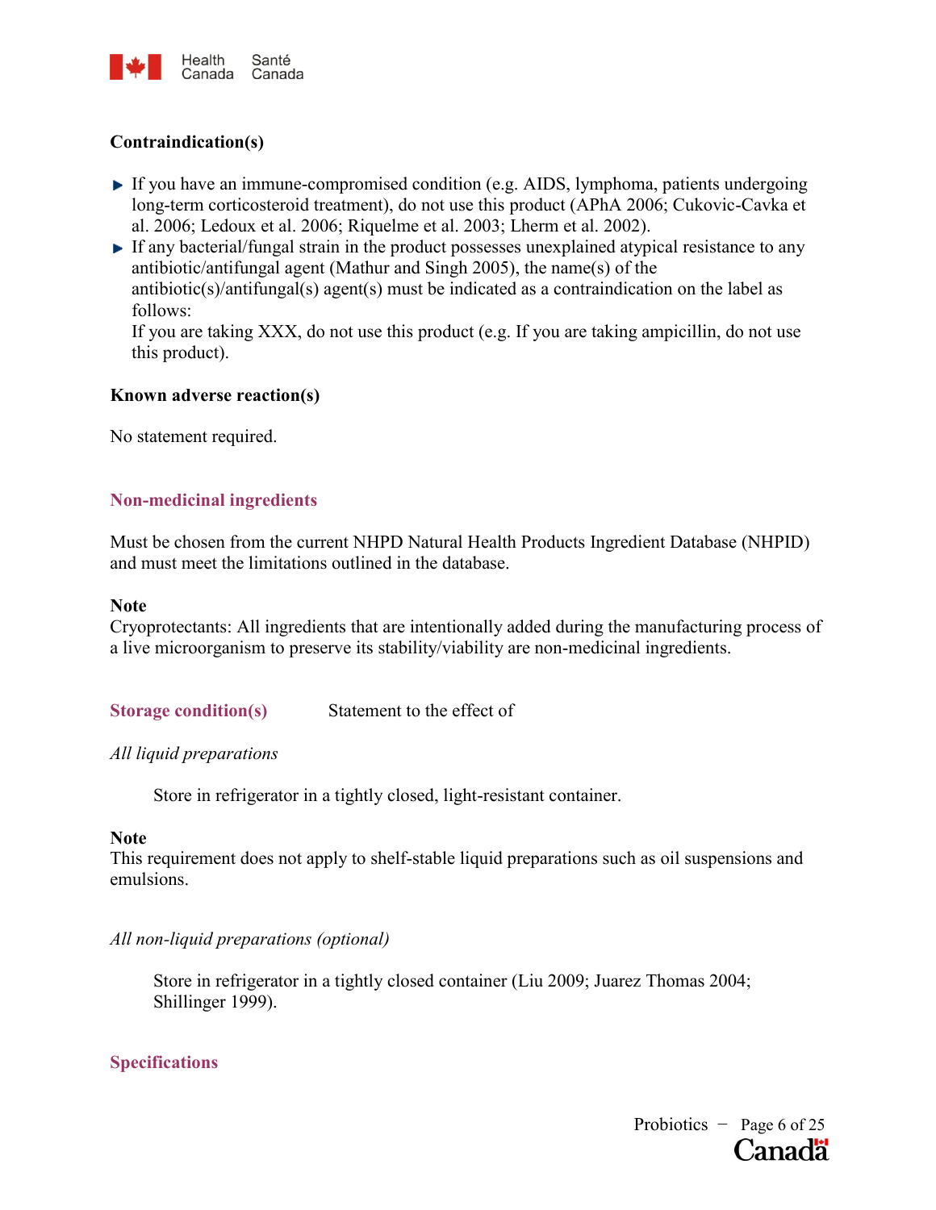**Contraindication(s)**

- If you have an immune-compromised condition (e.g. AIDS, lymphoma, patients undergoing long-term corticosteroid treatment), do not use this product (APhA 2006; Cukovic-Cavka et al. 2006; Ledoux et al. 2006; Riquelme et al. 2003; Lherm et al. 2002).
- If any bacterial/fungal strain in the product possesses unexplained atypical resistance to any antibiotic/antifungal agent (Mathur and Singh 2005), the name(s) of the antibiotic(s)/antifungal(s) agent(s) must be indicated as a contraindication on the label as follows:
  If you are taking XXX, do not use this product (e.g. If you are taking ampicillin, do not use this product).

**Known adverse reaction(s)**

No statement required.

## Non-medicinal ingredients

Must be chosen from the current NHPD Natural Health Products Ingredient Database (NHPID) and must meet the limitations outlined in the database.

**Note**
Cryoprotectants: All ingredients that are intentionally added during the manufacturing process of a live microorganism to preserve its stability/viability are non-medicinal ingredients.

## Storage condition(s)

Statement to the effect of

*All liquid preparations*

Store in refrigerator in a tightly closed, light-resistant container.

**Note**
This requirement does not apply to shelf-stable liquid preparations such as oil suspensions and emulsions.

*All non-liquid preparations (optional)*

Store in refrigerator in a tightly closed container (Liu 2009; Juarez Thomas 2004; Shillinger 1999).

## Specifications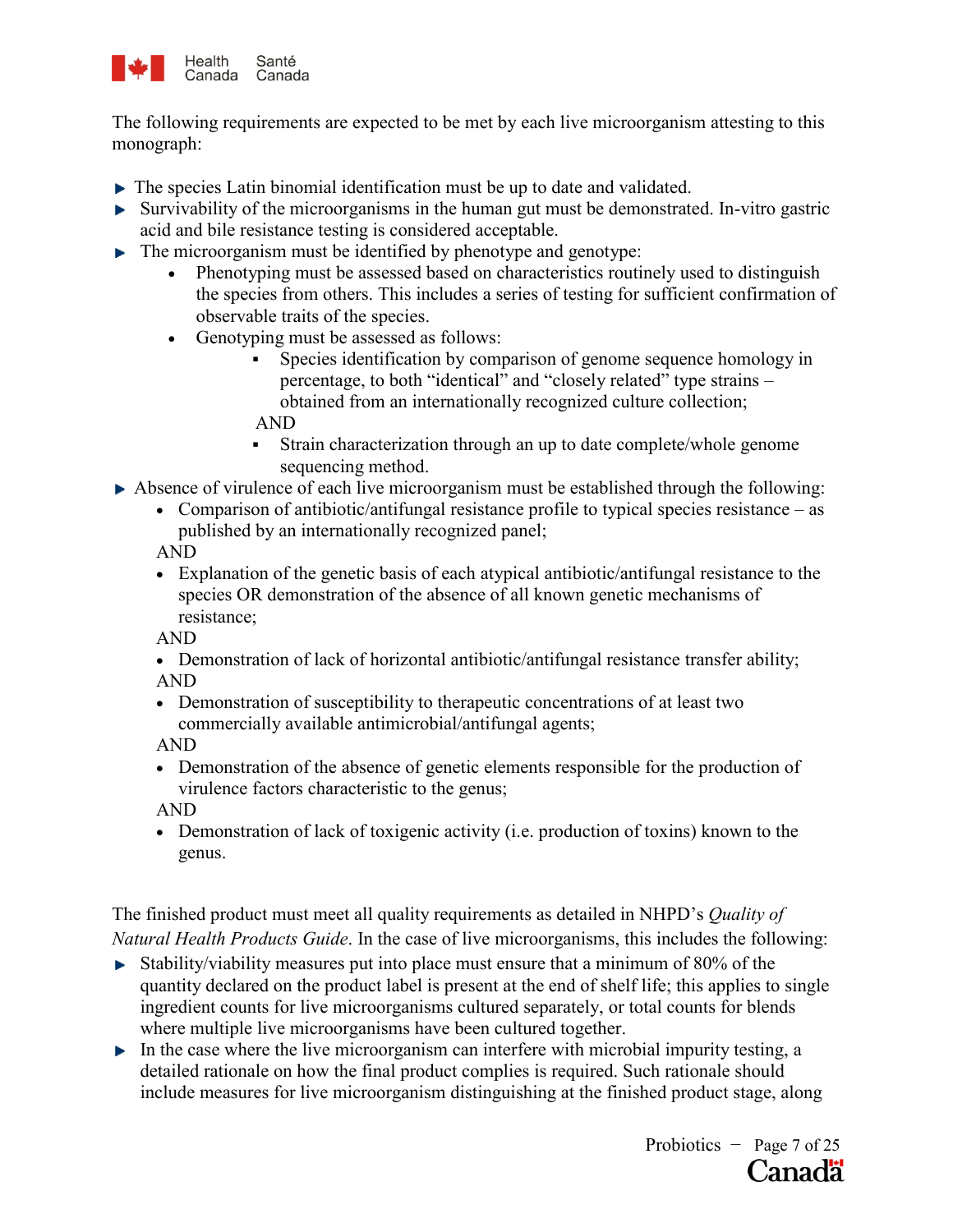The following requirements are expected to be met by each live microorganism attesting to this monograph:

- The species Latin binomial identification must be up to date and validated.
- Survivability of the microorganisms in the human gut must be demonstrated. In-vitro gastric acid and bile resistance testing is considered acceptable.
- The microorganism must be identified by phenotype and genotype:
  - Phenotyping must be assessed based on characteristics routinely used to distinguish the species from others. This includes a series of testing for sufficient confirmation of observable traits of the species.
  - Genotyping must be assessed as follows:
    - Species identification by comparison of genome sequence homology in percentage, to both "identical" and "closely related" type strains – obtained from an internationally recognized culture collection;

    AND
    - Strain characterization through an up to date complete/whole genome sequencing method.
- Absence of virulence of each live microorganism must be established through the following:
  - Comparison of antibiotic/antifungal resistance profile to typical species resistance – as published by an internationally recognized panel;

  AND
  - Explanation of the genetic basis of each atypical antibiotic/antifungal resistance to the species OR demonstration of the absence of all known genetic mechanisms of resistance;

  AND
  - Demonstration of lack of horizontal antibiotic/antifungal resistance transfer ability;

  AND
  - Demonstration of susceptibility to therapeutic concentrations of at least two commercially available antimicrobial/antifungal agents;

  AND
  - Demonstration of the absence of genetic elements responsible for the production of virulence factors characteristic to the genus;

  AND
  - Demonstration of lack of toxigenic activity (i.e. production of toxins) known to the genus.

The finished product must meet all quality requirements as detailed in NHPD's *Quality of Natural Health Products Guide*. In the case of live microorganisms, this includes the following:

- Stability/viability measures put into place must ensure that a minimum of 80% of the quantity declared on the product label is present at the end of shelf life; this applies to single ingredient counts for live microorganisms cultured separately, or total counts for blends where multiple live microorganisms have been cultured together.
- In the case where the live microorganism can interfere with microbial impurity testing, a detailed rationale on how the final product complies is required. Such rationale should include measures for live microorganism distinguishing at the finished product stage, along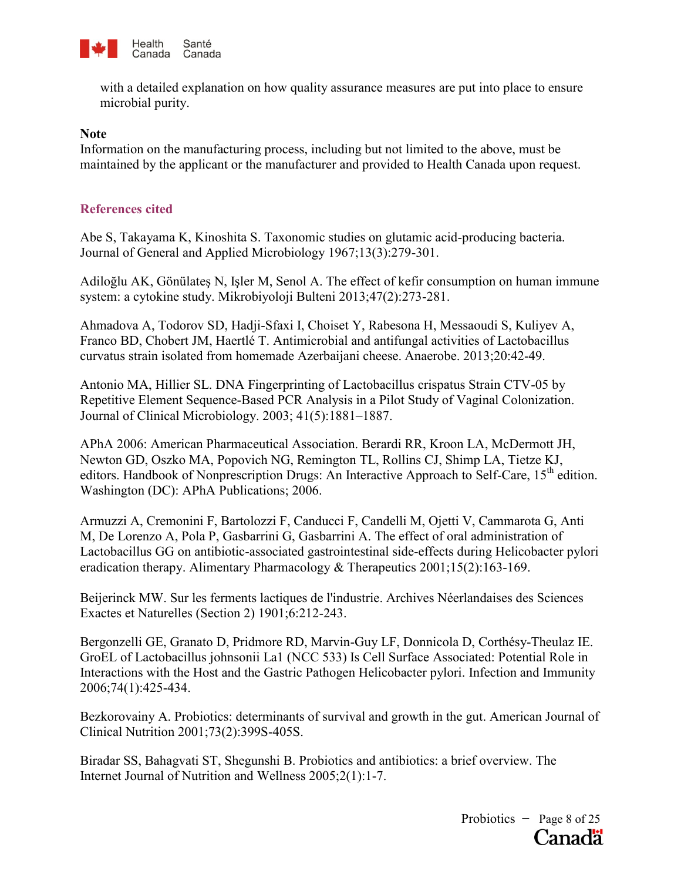with a detailed explanation on how quality assurance measures are put into place to ensure microbial purity.

**Note**

Information on the manufacturing process, including but not limited to the above, must be maintained by the applicant or the manufacturer and provided to Health Canada upon request.

## References cited

Abe S, Takayama K, Kinoshita S. Taxonomic studies on glutamic acid-producing bacteria. Journal of General and Applied Microbiology 1967;13(3):279-301.

Adiloğlu AK, Gönülateş N, Işler M, Senol A. The effect of kefir consumption on human immune system: a cytokine study. Mikrobiyoloji Bulteni 2013;47(2):273-281.

Ahmadova A, Todorov SD, Hadji-Sfaxi I, Choiset Y, Rabesona H, Messaoudi S, Kuliyev A, Franco BD, Chobert JM, Haertlé T. Antimicrobial and antifungal activities of Lactobacillus curvatus strain isolated from homemade Azerbaijani cheese. Anaerobe. 2013;20:42-49.

Antonio MA, Hillier SL. DNA Fingerprinting of Lactobacillus crispatus Strain CTV-05 by Repetitive Element Sequence-Based PCR Analysis in a Pilot Study of Vaginal Colonization. Journal of Clinical Microbiology. 2003; 41(5):1881–1887.

APhA 2006: American Pharmaceutical Association. Berardi RR, Kroon LA, McDermott JH, Newton GD, Oszko MA, Popovich NG, Remington TL, Rollins CJ, Shimp LA, Tietze KJ, editors. Handbook of Nonprescription Drugs: An Interactive Approach to Self-Care, 15th edition. Washington (DC): APhA Publications; 2006.

Armuzzi A, Cremonini F, Bartolozzi F, Canducci F, Candelli M, Ojetti V, Cammarota G, Anti M, De Lorenzo A, Pola P, Gasbarrini G, Gasbarrini A. The effect of oral administration of Lactobacillus GG on antibiotic-associated gastrointestinal side-effects during Helicobacter pylori eradication therapy. Alimentary Pharmacology & Therapeutics 2001;15(2):163-169.

Beijerinck MW. Sur les ferments lactiques de l'industrie. Archives Néerlandaises des Sciences Exactes et Naturelles (Section 2) 1901;6:212-243.

Bergonzelli GE, Granato D, Pridmore RD, Marvin-Guy LF, Donnicola D, Corthésy-Theulaz IE. GroEL of Lactobacillus johnsonii La1 (NCC 533) Is Cell Surface Associated: Potential Role in Interactions with the Host and the Gastric Pathogen Helicobacter pylori. Infection and Immunity 2006;74(1):425-434.

Bezkorovainy A. Probiotics: determinants of survival and growth in the gut. American Journal of Clinical Nutrition 2001;73(2):399S-405S.

Biradar SS, Bahagvati ST, Shegunshi B. Probiotics and antibiotics: a brief overview. The Internet Journal of Nutrition and Wellness 2005;2(1):1-7.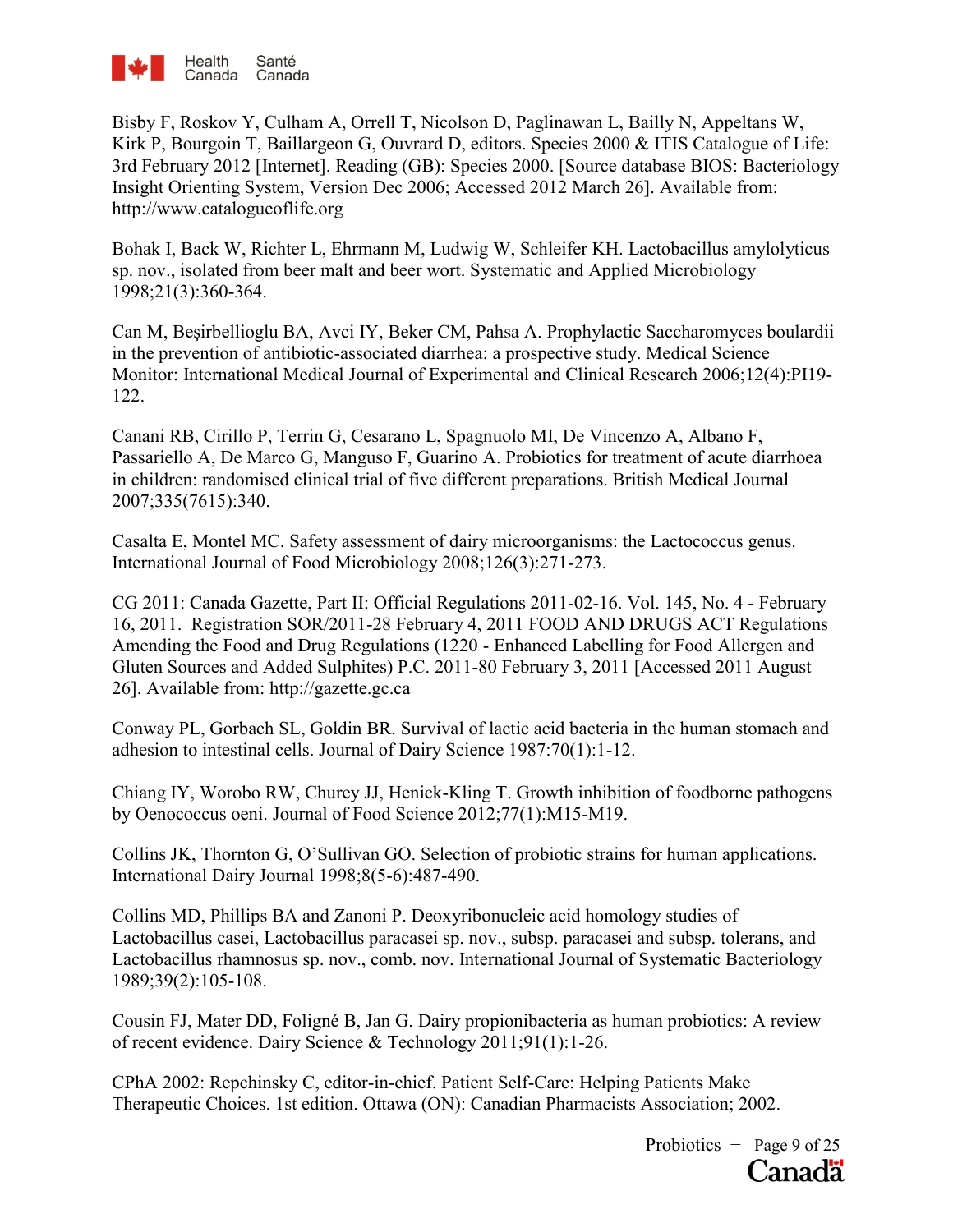Bisby F, Roskov Y, Culham A, Orrell T, Nicolson D, Paglinawan L, Bailly N, Appeltans W, Kirk P, Bourgoin T, Baillargeon G, Ouvrard D, editors. Species 2000 & ITIS Catalogue of Life: 3rd February 2012 [Internet]. Reading (GB): Species 2000. [Source database BIOS: Bacteriology Insight Orienting System, Version Dec 2006; Accessed 2012 March 26]. Available from: http://www.catalogueoflife.org

Bohak I, Back W, Richter L, Ehrmann M, Ludwig W, Schleifer KH. Lactobacillus amylolyticus sp. nov., isolated from beer malt and beer wort. Systematic and Applied Microbiology 1998;21(3):360-364.

Can M, Beşirbellioglu BA, Avci IY, Beker CM, Pahsa A. Prophylactic Saccharomyces boulardii in the prevention of antibiotic-associated diarrhea: a prospective study. Medical Science Monitor: International Medical Journal of Experimental and Clinical Research 2006;12(4):PI19-122.

Canani RB, Cirillo P, Terrin G, Cesarano L, Spagnuolo MI, De Vincenzo A, Albano F, Passariello A, De Marco G, Manguso F, Guarino A. Probiotics for treatment of acute diarrhoea in children: randomised clinical trial of five different preparations. British Medical Journal 2007;335(7615):340.

Casalta E, Montel MC. Safety assessment of dairy microorganisms: the Lactococcus genus. International Journal of Food Microbiology 2008;126(3):271-273.

CG 2011: Canada Gazette, Part II: Official Regulations 2011-02-16. Vol. 145, No. 4 - February 16, 2011. Registration SOR/2011-28 February 4, 2011 FOOD AND DRUGS ACT Regulations Amending the Food and Drug Regulations (1220 - Enhanced Labelling for Food Allergen and Gluten Sources and Added Sulphites) P.C. 2011-80 February 3, 2011 [Accessed 2011 August 26]. Available from: http://gazette.gc.ca

Conway PL, Gorbach SL, Goldin BR. Survival of lactic acid bacteria in the human stomach and adhesion to intestinal cells. Journal of Dairy Science 1987:70(1):1-12.

Chiang IY, Worobo RW, Churey JJ, Henick-Kling T. Growth inhibition of foodborne pathogens by Oenococcus oeni. Journal of Food Science 2012;77(1):M15-M19.

Collins JK, Thornton G, O'Sullivan GO. Selection of probiotic strains for human applications. International Dairy Journal 1998;8(5-6):487-490.

Collins MD, Phillips BA and Zanoni P. Deoxyribonucleic acid homology studies of Lactobacillus casei, Lactobacillus paracasei sp. nov., subsp. paracasei and subsp. tolerans, and Lactobacillus rhamnosus sp. nov., comb. nov. International Journal of Systematic Bacteriology 1989;39(2):105-108.

Cousin FJ, Mater DD, Foligné B, Jan G. Dairy propionibacteria as human probiotics: A review of recent evidence. Dairy Science & Technology 2011;91(1):1-26.

CPhA 2002: Repchinsky C, editor-in-chief. Patient Self-Care: Helping Patients Make Therapeutic Choices. 1st edition. Ottawa (ON): Canadian Pharmacists Association; 2002.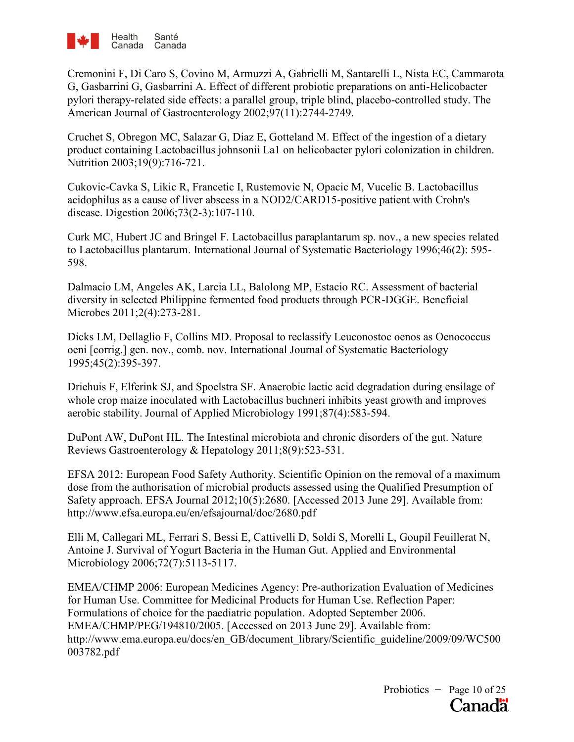Cremonini F, Di Caro S, Covino M, Armuzzi A, Gabrielli M, Santarelli L, Nista EC, Cammarota G, Gasbarrini G, Gasbarrini A. Effect of different probiotic preparations on anti-Helicobacter pylori therapy-related side effects: a parallel group, triple blind, placebo-controlled study. The American Journal of Gastroenterology 2002;97(11):2744-2749.

Cruchet S, Obregon MC, Salazar G, Diaz E, Gotteland M. Effect of the ingestion of a dietary product containing Lactobacillus johnsonii La1 on helicobacter pylori colonization in children. Nutrition 2003;19(9):716-721.

Cukovic-Cavka S, Likic R, Francetic I, Rustemovic N, Opacic M, Vucelic B. Lactobacillus acidophilus as a cause of liver abscess in a NOD2/CARD15-positive patient with Crohn's disease. Digestion 2006;73(2-3):107-110.

Curk MC, Hubert JC and Bringel F. Lactobacillus paraplantarum sp. nov., a new species related to Lactobacillus plantarum. International Journal of Systematic Bacteriology 1996;46(2): 595-598.

Dalmacio LM, Angeles AK, Larcia LL, Balolong MP, Estacio RC. Assessment of bacterial diversity in selected Philippine fermented food products through PCR-DGGE. Beneficial Microbes 2011;2(4):273-281.

Dicks LM, Dellaglio F, Collins MD. Proposal to reclassify Leuconostoc oenos as Oenococcus oeni [corrig.] gen. nov., comb. nov. International Journal of Systematic Bacteriology 1995;45(2):395-397.

Driehuis F, Elferink SJ, and Spoelstra SF. Anaerobic lactic acid degradation during ensilage of whole crop maize inoculated with Lactobacillus buchneri inhibits yeast growth and improves aerobic stability. Journal of Applied Microbiology 1991;87(4):583-594.

DuPont AW, DuPont HL. The Intestinal microbiota and chronic disorders of the gut. Nature Reviews Gastroenterology & Hepatology 2011;8(9):523-531.

EFSA 2012: European Food Safety Authority. Scientific Opinion on the removal of a maximum dose from the authorisation of microbial products assessed using the Qualified Presumption of Safety approach. EFSA Journal 2012;10(5):2680. [Accessed 2013 June 29]. Available from: http://www.efsa.europa.eu/en/efsajournal/doc/2680.pdf

Elli M, Callegari ML, Ferrari S, Bessi E, Cattivelli D, Soldi S, Morelli L, Goupil Feuillerat N, Antoine J. Survival of Yogurt Bacteria in the Human Gut. Applied and Environmental Microbiology 2006;72(7):5113-5117.

EMEA/CHMP 2006: European Medicines Agency: Pre-authorization Evaluation of Medicines for Human Use. Committee for Medicinal Products for Human Use. Reflection Paper: Formulations of choice for the paediatric population. Adopted September 2006. EMEA/CHMP/PEG/194810/2005. [Accessed on 2013 June 29]. Available from: http://www.ema.europa.eu/docs/en_GB/document_library/Scientific_guideline/2009/09/WC500003782.pdf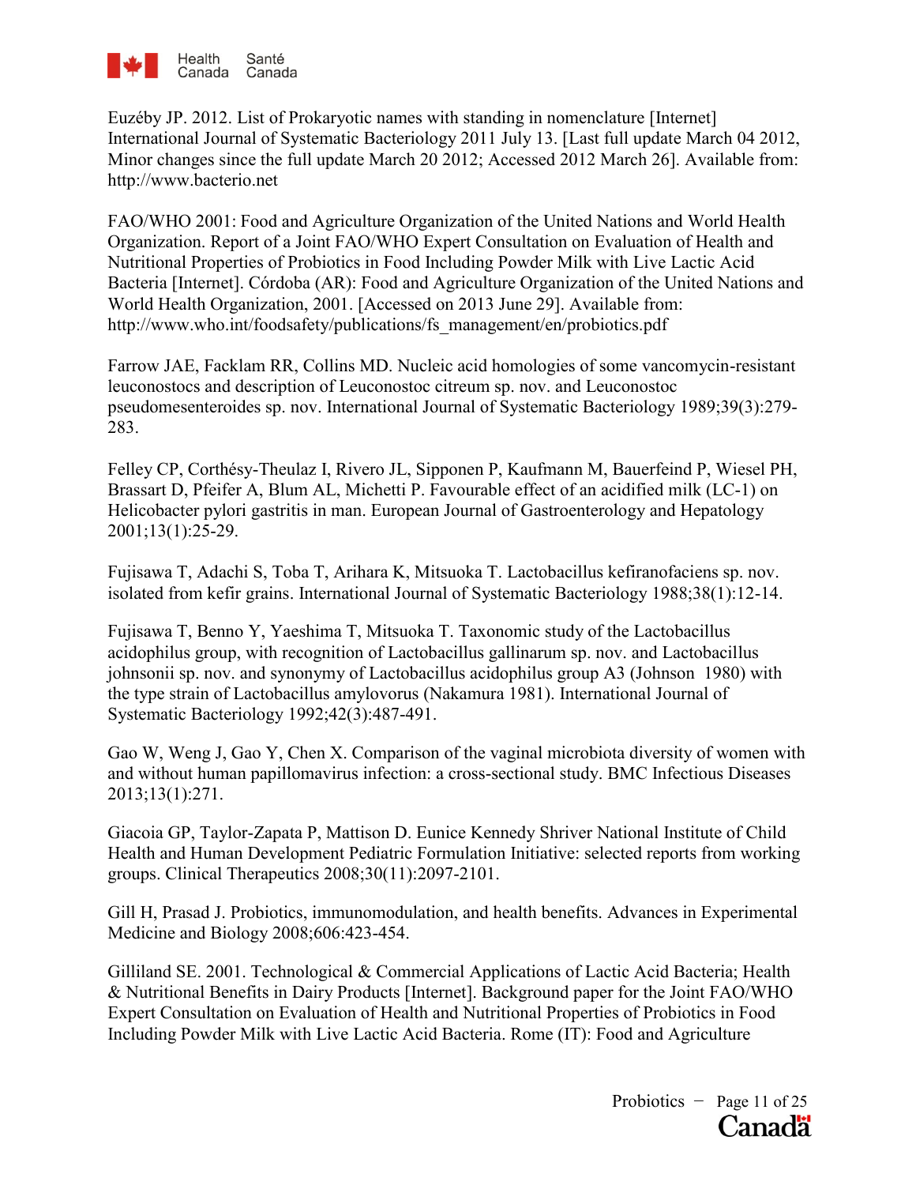Euzéby JP. 2012. List of Prokaryotic names with standing in nomenclature [Internet] International Journal of Systematic Bacteriology 2011 July 13. [Last full update March 04 2012, Minor changes since the full update March 20 2012; Accessed 2012 March 26]. Available from: http://www.bacterio.net

FAO/WHO 2001: Food and Agriculture Organization of the United Nations and World Health Organization. Report of a Joint FAO/WHO Expert Consultation on Evaluation of Health and Nutritional Properties of Probiotics in Food Including Powder Milk with Live Lactic Acid Bacteria [Internet]. Córdoba (AR): Food and Agriculture Organization of the United Nations and World Health Organization, 2001. [Accessed on 2013 June 29]. Available from: http://www.who.int/foodsafety/publications/fs_management/en/probiotics.pdf

Farrow JAE, Facklam RR, Collins MD. Nucleic acid homologies of some vancomycin-resistant leuconostocs and description of Leuconostoc citreum sp. nov. and Leuconostoc pseudomesenteroides sp. nov. International Journal of Systematic Bacteriology 1989;39(3):279-283.

Felley CP, Corthésy-Theulaz I, Rivero JL, Sipponen P, Kaufmann M, Bauerfeind P, Wiesel PH, Brassart D, Pfeifer A, Blum AL, Michetti P. Favourable effect of an acidified milk (LC-1) on Helicobacter pylori gastritis in man. European Journal of Gastroenterology and Hepatology 2001;13(1):25-29.

Fujisawa T, Adachi S, Toba T, Arihara K, Mitsuoka T. Lactobacillus kefiranofaciens sp. nov. isolated from kefir grains. International Journal of Systematic Bacteriology 1988;38(1):12-14.

Fujisawa T, Benno Y, Yaeshima T, Mitsuoka T. Taxonomic study of the Lactobacillus acidophilus group, with recognition of Lactobacillus gallinarum sp. nov. and Lactobacillus johnsonii sp. nov. and synonymy of Lactobacillus acidophilus group A3 (Johnson 1980) with the type strain of Lactobacillus amylovorus (Nakamura 1981). International Journal of Systematic Bacteriology 1992;42(3):487-491.

Gao W, Weng J, Gao Y, Chen X. Comparison of the vaginal microbiota diversity of women with and without human papillomavirus infection: a cross-sectional study. BMC Infectious Diseases 2013;13(1):271.

Giacoia GP, Taylor-Zapata P, Mattison D. Eunice Kennedy Shriver National Institute of Child Health and Human Development Pediatric Formulation Initiative: selected reports from working groups. Clinical Therapeutics 2008;30(11):2097-2101.

Gill H, Prasad J. Probiotics, immunomodulation, and health benefits. Advances in Experimental Medicine and Biology 2008;606:423-454.

Gilliland SE. 2001. Technological & Commercial Applications of Lactic Acid Bacteria; Health & Nutritional Benefits in Dairy Products [Internet]. Background paper for the Joint FAO/WHO Expert Consultation on Evaluation of Health and Nutritional Properties of Probiotics in Food Including Powder Milk with Live Lactic Acid Bacteria. Rome (IT): Food and Agriculture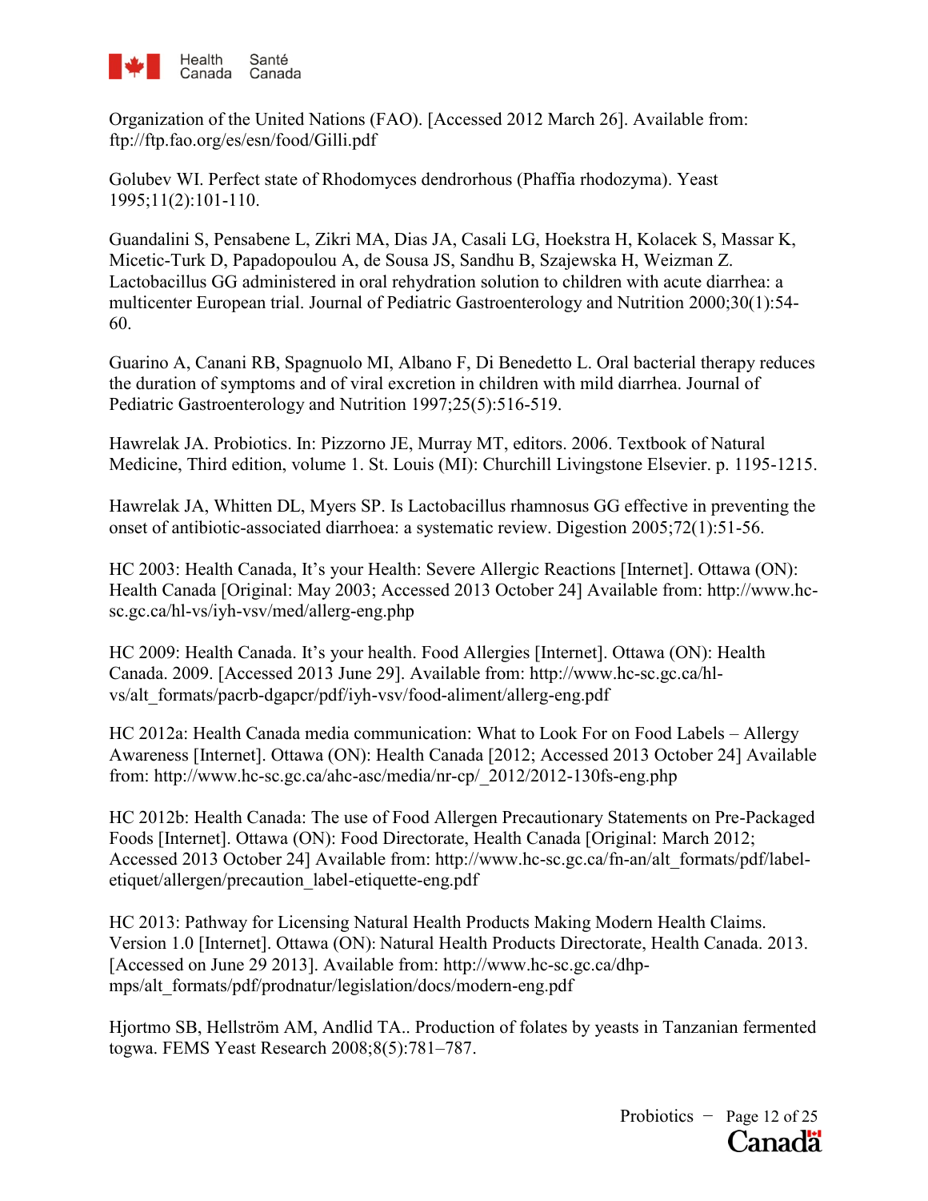Organization of the United Nations (FAO). [Accessed 2012 March 26]. Available from: ftp://ftp.fao.org/es/esn/food/Gilli.pdf

Golubev WI. Perfect state of Rhodomyces dendrorhous (Phaffia rhodozyma). Yeast 1995;11(2):101-110.

Guandalini S, Pensabene L, Zikri MA, Dias JA, Casali LG, Hoekstra H, Kolacek S, Massar K, Micetic-Turk D, Papadopoulou A, de Sousa JS, Sandhu B, Szajewska H, Weizman Z. Lactobacillus GG administered in oral rehydration solution to children with acute diarrhea: a multicenter European trial. Journal of Pediatric Gastroenterology and Nutrition 2000;30(1):54-60.

Guarino A, Canani RB, Spagnuolo MI, Albano F, Di Benedetto L. Oral bacterial therapy reduces the duration of symptoms and of viral excretion in children with mild diarrhea. Journal of Pediatric Gastroenterology and Nutrition 1997;25(5):516-519.

Hawrelak JA. Probiotics. In: Pizzorno JE, Murray MT, editors. 2006. Textbook of Natural Medicine, Third edition, volume 1. St. Louis (MI): Churchill Livingstone Elsevier. p. 1195-1215.

Hawrelak JA, Whitten DL, Myers SP. Is Lactobacillus rhamnosus GG effective in preventing the onset of antibiotic-associated diarrhoea: a systematic review. Digestion 2005;72(1):51-56.

HC 2003: Health Canada, It's your Health: Severe Allergic Reactions [Internet]. Ottawa (ON): Health Canada [Original: May 2003; Accessed 2013 October 24] Available from: http://www.hc-sc.gc.ca/hl-vs/iyh-vsv/med/allerg-eng.php

HC 2009: Health Canada. It's your health. Food Allergies [Internet]. Ottawa (ON): Health Canada. 2009. [Accessed 2013 June 29]. Available from: http://www.hc-sc.gc.ca/hl-vs/alt_formats/pacrb-dgapcr/pdf/iyh-vsv/food-aliment/allerg-eng.pdf

HC 2012a: Health Canada media communication: What to Look For on Food Labels – Allergy Awareness [Internet]. Ottawa (ON): Health Canada [2012; Accessed 2013 October 24] Available from: http://www.hc-sc.gc.ca/ahc-asc/media/nr-cp/_2012/2012-130fs-eng.php

HC 2012b: Health Canada: The use of Food Allergen Precautionary Statements on Pre-Packaged Foods [Internet]. Ottawa (ON): Food Directorate, Health Canada [Original: March 2012; Accessed 2013 October 24] Available from: http://www.hc-sc.gc.ca/fn-an/alt_formats/pdf/label-etiquet/allergen/precaution_label-etiquette-eng.pdf

HC 2013: Pathway for Licensing Natural Health Products Making Modern Health Claims. Version 1.0 [Internet]. Ottawa (ON): Natural Health Products Directorate, Health Canada. 2013. [Accessed on June 29 2013]. Available from: http://www.hc-sc.gc.ca/dhp-mps/alt_formats/pdf/prodnatur/legislation/docs/modern-eng.pdf

Hjortmo SB, Hellström AM, Andlid TA.. Production of folates by yeasts in Tanzanian fermented togwa. FEMS Yeast Research 2008;8(5):781–787.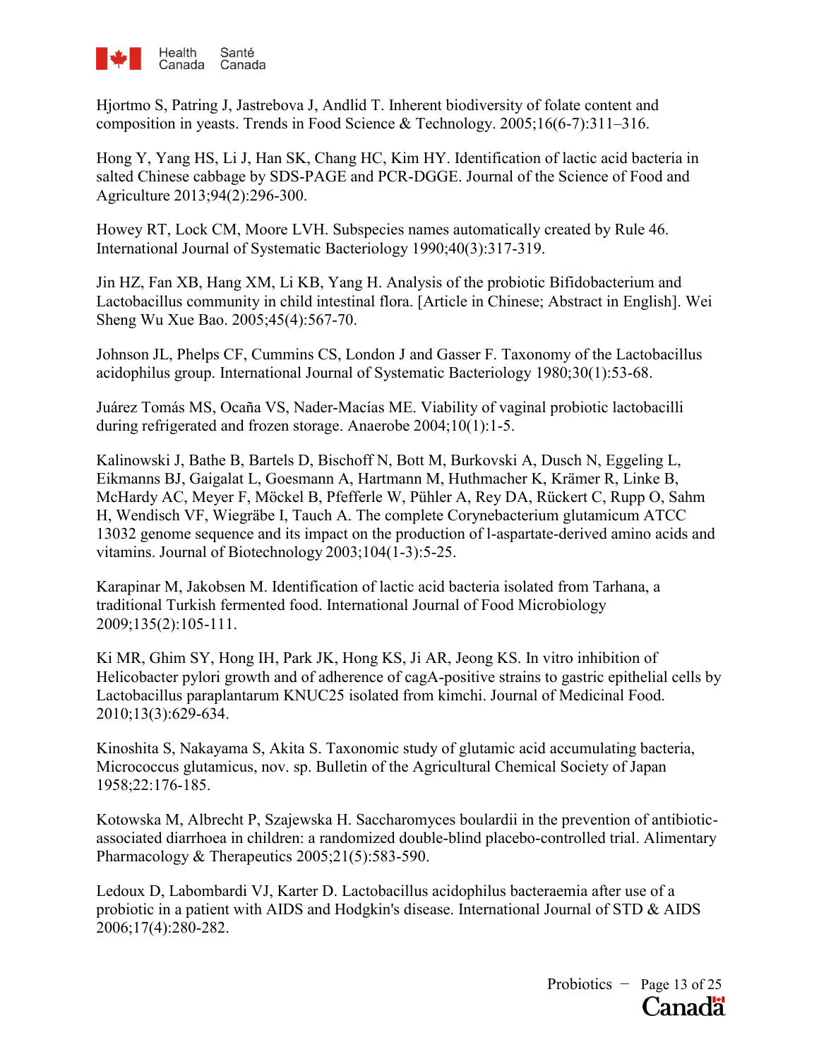Hjortmo S, Patring J, Jastrebova J, Andlid T. Inherent biodiversity of folate content and composition in yeasts. Trends in Food Science & Technology. 2005;16(6-7):311–316.

Hong Y, Yang HS, Li J, Han SK, Chang HC, Kim HY. Identification of lactic acid bacteria in salted Chinese cabbage by SDS-PAGE and PCR-DGGE. Journal of the Science of Food and Agriculture 2013;94(2):296-300.

Howey RT, Lock CM, Moore LVH. Subspecies names automatically created by Rule 46. International Journal of Systematic Bacteriology 1990;40(3):317-319.

Jin HZ, Fan XB, Hang XM, Li KB, Yang H. Analysis of the probiotic Bifidobacterium and Lactobacillus community in child intestinal flora. [Article in Chinese; Abstract in English]. Wei Sheng Wu Xue Bao. 2005;45(4):567-70.

Johnson JL, Phelps CF, Cummins CS, London J and Gasser F. Taxonomy of the Lactobacillus acidophilus group. International Journal of Systematic Bacteriology 1980;30(1):53-68.

Juárez Tomás MS, Ocaña VS, Nader-Macías ME. Viability of vaginal probiotic lactobacilli during refrigerated and frozen storage. Anaerobe 2004;10(1):1-5.

Kalinowski J, Bathe B, Bartels D, Bischoff N, Bott M, Burkovski A, Dusch N, Eggeling L, Eikmanns BJ, Gaigalat L, Goesmann A, Hartmann M, Huthmacher K, Krämer R, Linke B, McHardy AC, Meyer F, Möckel B, Pfefferle W, Pühler A, Rey DA, Rückert C, Rupp O, Sahm H, Wendisch VF, Wiegräbe I, Tauch A. The complete Corynebacterium glutamicum ATCC 13032 genome sequence and its impact on the production of l-aspartate-derived amino acids and vitamins. Journal of Biotechnology 2003;104(1-3):5-25.

Karapinar M, Jakobsen M. Identification of lactic acid bacteria isolated from Tarhana, a traditional Turkish fermented food. International Journal of Food Microbiology 2009;135(2):105-111.

Ki MR, Ghim SY, Hong IH, Park JK, Hong KS, Ji AR, Jeong KS. In vitro inhibition of Helicobacter pylori growth and of adherence of cagA-positive strains to gastric epithelial cells by Lactobacillus paraplantarum KNUC25 isolated from kimchi. Journal of Medicinal Food. 2010;13(3):629-634.

Kinoshita S, Nakayama S, Akita S. Taxonomic study of glutamic acid accumulating bacteria, Micrococcus glutamicus, nov. sp. Bulletin of the Agricultural Chemical Society of Japan 1958;22:176-185.

Kotowska M, Albrecht P, Szajewska H. Saccharomyces boulardii in the prevention of antibiotic-associated diarrhoea in children: a randomized double-blind placebo-controlled trial. Alimentary Pharmacology & Therapeutics 2005;21(5):583-590.

Ledoux D, Labombardi VJ, Karter D. Lactobacillus acidophilus bacteraemia after use of a probiotic in a patient with AIDS and Hodgkin's disease. International Journal of STD & AIDS 2006;17(4):280-282.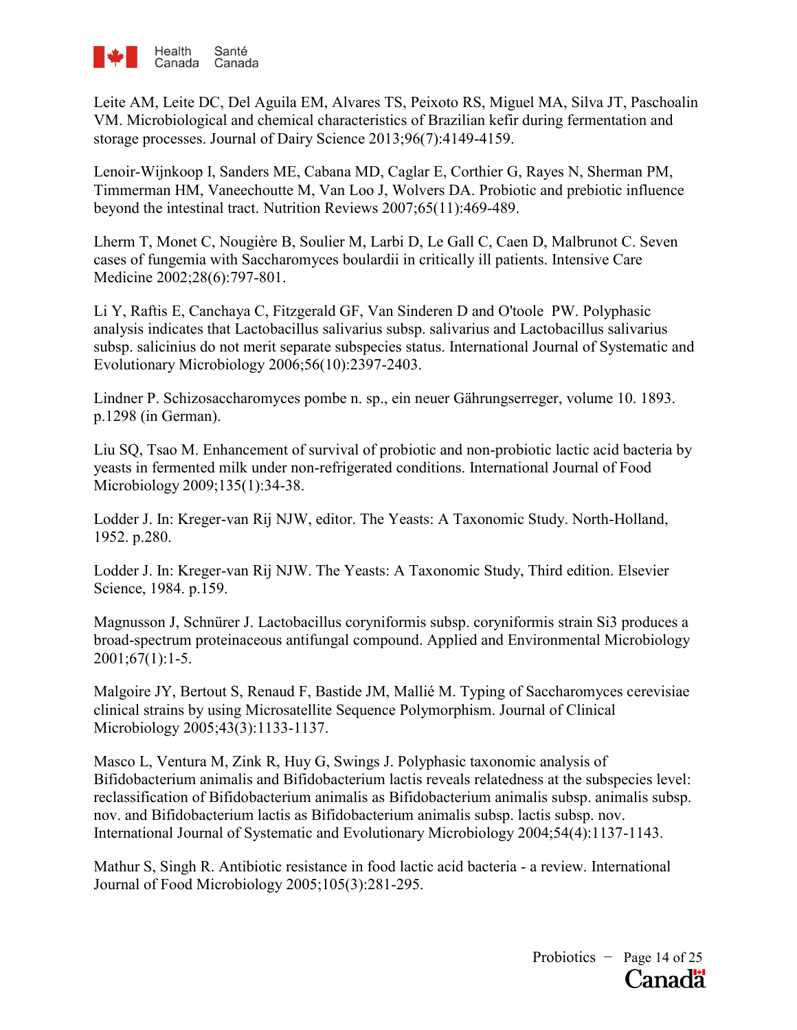Leite AM, Leite DC, Del Aguila EM, Alvares TS, Peixoto RS, Miguel MA, Silva JT, Paschoalin VM. Microbiological and chemical characteristics of Brazilian kefir during fermentation and storage processes. Journal of Dairy Science 2013;96(7):4149-4159.

Lenoir-Wijnkoop I, Sanders ME, Cabana MD, Caglar E, Corthier G, Rayes N, Sherman PM, Timmerman HM, Vaneechoutte M, Van Loo J, Wolvers DA. Probiotic and prebiotic influence beyond the intestinal tract. Nutrition Reviews 2007;65(11):469-489.

Lherm T, Monet C, Nougière B, Soulier M, Larbi D, Le Gall C, Caen D, Malbrunot C. Seven cases of fungemia with Saccharomyces boulardii in critically ill patients. Intensive Care Medicine 2002;28(6):797-801.

Li Y, Raftis E, Canchaya C, Fitzgerald GF, Van Sinderen D and O'toole PW. Polyphasic analysis indicates that Lactobacillus salivarius subsp. salivarius and Lactobacillus salivarius subsp. salicinius do not merit separate subspecies status. International Journal of Systematic and Evolutionary Microbiology 2006;56(10):2397-2403.

Lindner P. Schizosaccharomyces pombe n. sp., ein neuer Gährungserreger, volume 10. 1893. p.1298 (in German).

Liu SQ, Tsao M. Enhancement of survival of probiotic and non-probiotic lactic acid bacteria by yeasts in fermented milk under non-refrigerated conditions. International Journal of Food Microbiology 2009;135(1):34-38.

Lodder J. In: Kreger-van Rij NJW, editor. The Yeasts: A Taxonomic Study. North-Holland, 1952. p.280.

Lodder J. In: Kreger-van Rij NJW. The Yeasts: A Taxonomic Study, Third edition. Elsevier Science, 1984. p.159.

Magnusson J, Schnürer J. Lactobacillus coryniformis subsp. coryniformis strain Si3 produces a broad-spectrum proteinaceous antifungal compound. Applied and Environmental Microbiology 2001;67(1):1-5.

Malgoire JY, Bertout S, Renaud F, Bastide JM, Mallié M. Typing of Saccharomyces cerevisiae clinical strains by using Microsatellite Sequence Polymorphism. Journal of Clinical Microbiology 2005;43(3):1133-1137.

Masco L, Ventura M, Zink R, Huy G, Swings J. Polyphasic taxonomic analysis of Bifidobacterium animalis and Bifidobacterium lactis reveals relatedness at the subspecies level: reclassification of Bifidobacterium animalis as Bifidobacterium animalis subsp. animalis subsp. nov. and Bifidobacterium lactis as Bifidobacterium animalis subsp. lactis subsp. nov. International Journal of Systematic and Evolutionary Microbiology 2004;54(4):1137-1143.

Mathur S, Singh R. Antibiotic resistance in food lactic acid bacteria - a review. International Journal of Food Microbiology 2005;105(3):281-295.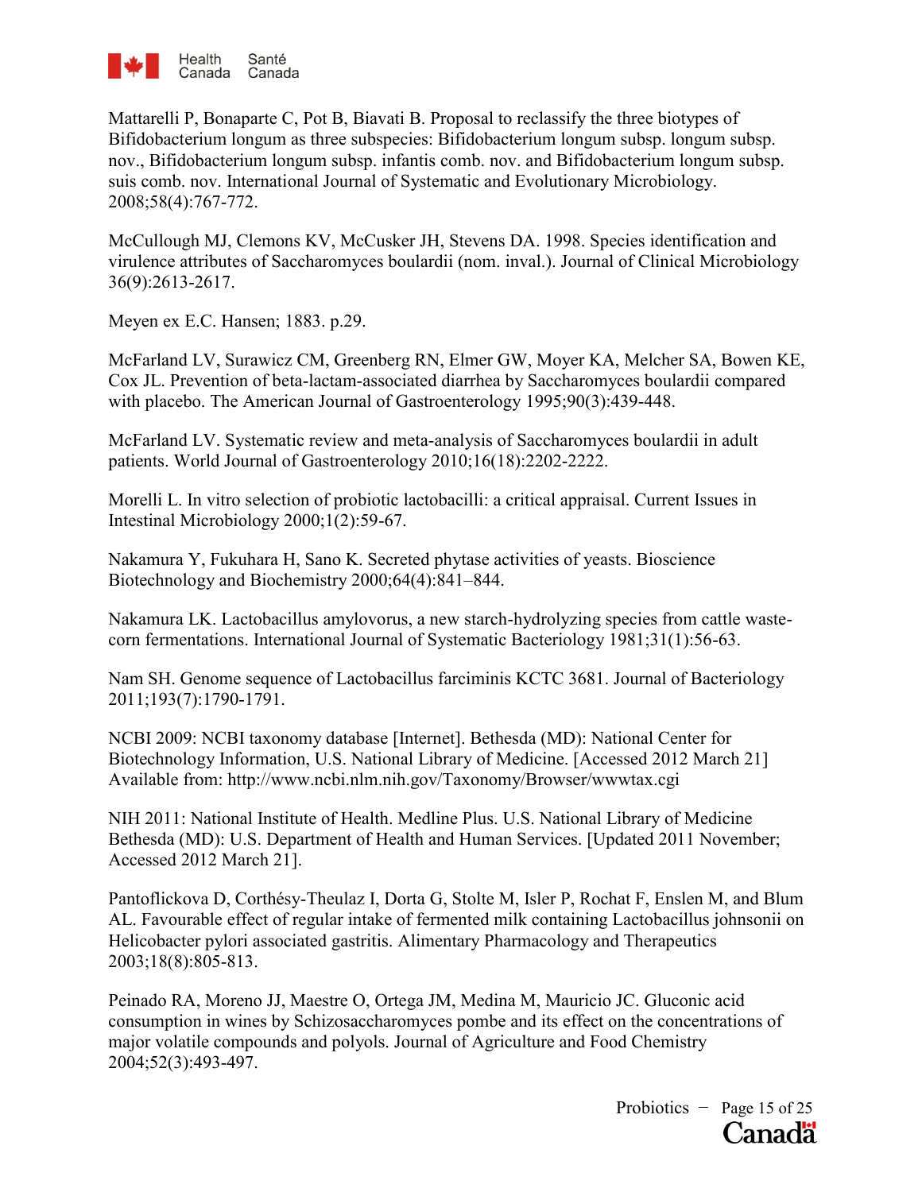Mattarelli P, Bonaparte C, Pot B, Biavati B. Proposal to reclassify the three biotypes of Bifidobacterium longum as three subspecies: Bifidobacterium longum subsp. longum subsp. nov., Bifidobacterium longum subsp. infantis comb. nov. and Bifidobacterium longum subsp. suis comb. nov. International Journal of Systematic and Evolutionary Microbiology. 2008;58(4):767-772.

McCullough MJ, Clemons KV, McCusker JH, Stevens DA. 1998. Species identification and virulence attributes of Saccharomyces boulardii (nom. inval.). Journal of Clinical Microbiology 36(9):2613-2617.

Meyen ex E.C. Hansen; 1883. p.29.

McFarland LV, Surawicz CM, Greenberg RN, Elmer GW, Moyer KA, Melcher SA, Bowen KE, Cox JL. Prevention of beta-lactam-associated diarrhea by Saccharomyces boulardii compared with placebo. The American Journal of Gastroenterology 1995;90(3):439-448.

McFarland LV. Systematic review and meta-analysis of Saccharomyces boulardii in adult patients. World Journal of Gastroenterology 2010;16(18):2202-2222.

Morelli L. In vitro selection of probiotic lactobacilli: a critical appraisal. Current Issues in Intestinal Microbiology 2000;1(2):59-67.

Nakamura Y, Fukuhara H, Sano K. Secreted phytase activities of yeasts. Bioscience Biotechnology and Biochemistry 2000;64(4):841–844.

Nakamura LK. Lactobacillus amylovorus, a new starch-hydrolyzing species from cattle waste-corn fermentations. International Journal of Systematic Bacteriology 1981;31(1):56-63.

Nam SH. Genome sequence of Lactobacillus farciminis KCTC 3681. Journal of Bacteriology 2011;193(7):1790-1791.

NCBI 2009: NCBI taxonomy database [Internet]. Bethesda (MD): National Center for Biotechnology Information, U.S. National Library of Medicine. [Accessed 2012 March 21] Available from: http://www.ncbi.nlm.nih.gov/Taxonomy/Browser/wwwtax.cgi

NIH 2011: National Institute of Health. Medline Plus. U.S. National Library of Medicine Bethesda (MD): U.S. Department of Health and Human Services. [Updated 2011 November; Accessed 2012 March 21].

Pantoflickova D, Corthésy-Theulaz I, Dorta G, Stolte M, Isler P, Rochat F, Enslen M, and Blum AL. Favourable effect of regular intake of fermented milk containing Lactobacillus johnsonii on Helicobacter pylori associated gastritis. Alimentary Pharmacology and Therapeutics 2003;18(8):805-813.

Peinado RA, Moreno JJ, Maestre O, Ortega JM, Medina M, Mauricio JC. Gluconic acid consumption in wines by Schizosaccharomyces pombe and its effect on the concentrations of major volatile compounds and polyols. Journal of Agriculture and Food Chemistry 2004;52(3):493-497.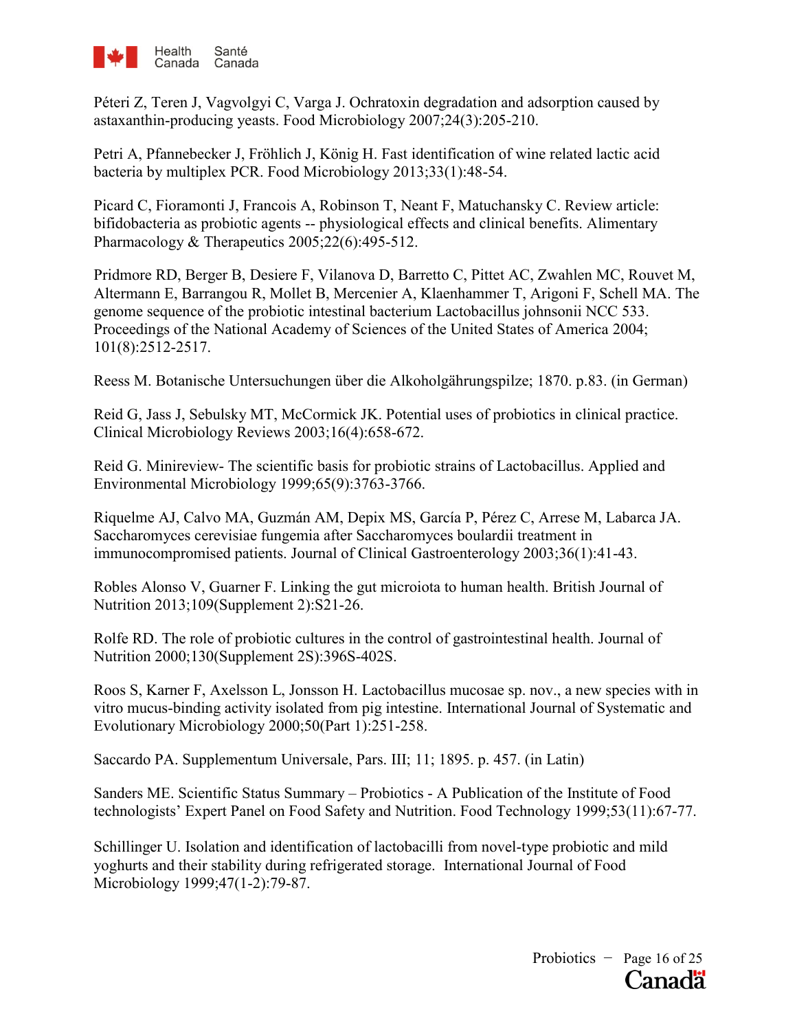Péteri Z, Teren J, Vagvolgyi C, Varga J. Ochratoxin degradation and adsorption caused by astaxanthin-producing yeasts. Food Microbiology 2007;24(3):205-210.

Petri A, Pfannebecker J, Fröhlich J, König H. Fast identification of wine related lactic acid bacteria by multiplex PCR. Food Microbiology 2013;33(1):48-54.

Picard C, Fioramonti J, Francois A, Robinson T, Neant F, Matuchansky C. Review article: bifidobacteria as probiotic agents -- physiological effects and clinical benefits. Alimentary Pharmacology & Therapeutics 2005;22(6):495-512.

Pridmore RD, Berger B, Desiere F, Vilanova D, Barretto C, Pittet AC, Zwahlen MC, Rouvet M, Altermann E, Barrangou R, Mollet B, Mercenier A, Klaenhammer T, Arigoni F, Schell MA. The genome sequence of the probiotic intestinal bacterium Lactobacillus johnsonii NCC 533. Proceedings of the National Academy of Sciences of the United States of America 2004; 101(8):2512-2517.

Reess M. Botanische Untersuchungen über die Alkoholgährungspilze; 1870. p.83. (in German)

Reid G, Jass J, Sebulsky MT, McCormick JK. Potential uses of probiotics in clinical practice. Clinical Microbiology Reviews 2003;16(4):658-672.

Reid G. Minireview- The scientific basis for probiotic strains of Lactobacillus. Applied and Environmental Microbiology 1999;65(9):3763-3766.

Riquelme AJ, Calvo MA, Guzmán AM, Depix MS, García P, Pérez C, Arrese M, Labarca JA. Saccharomyces cerevisiae fungemia after Saccharomyces boulardii treatment in immunocompromised patients. Journal of Clinical Gastroenterology 2003;36(1):41-43.

Robles Alonso V, Guarner F. Linking the gut microiota to human health. British Journal of Nutrition 2013;109(Supplement 2):S21-26.

Rolfe RD. The role of probiotic cultures in the control of gastrointestinal health. Journal of Nutrition 2000;130(Supplement 2S):396S-402S.

Roos S, Karner F, Axelsson L, Jonsson H. Lactobacillus mucosae sp. nov., a new species with in vitro mucus-binding activity isolated from pig intestine. International Journal of Systematic and Evolutionary Microbiology 2000;50(Part 1):251-258.

Saccardo PA. Supplementum Universale, Pars. III; 11; 1895. p. 457. (in Latin)

Sanders ME. Scientific Status Summary – Probiotics - A Publication of the Institute of Food technologists' Expert Panel on Food Safety and Nutrition. Food Technology 1999;53(11):67-77.

Schillinger U. Isolation and identification of lactobacilli from novel-type probiotic and mild yoghurts and their stability during refrigerated storage. International Journal of Food Microbiology 1999;47(1-2):79-87.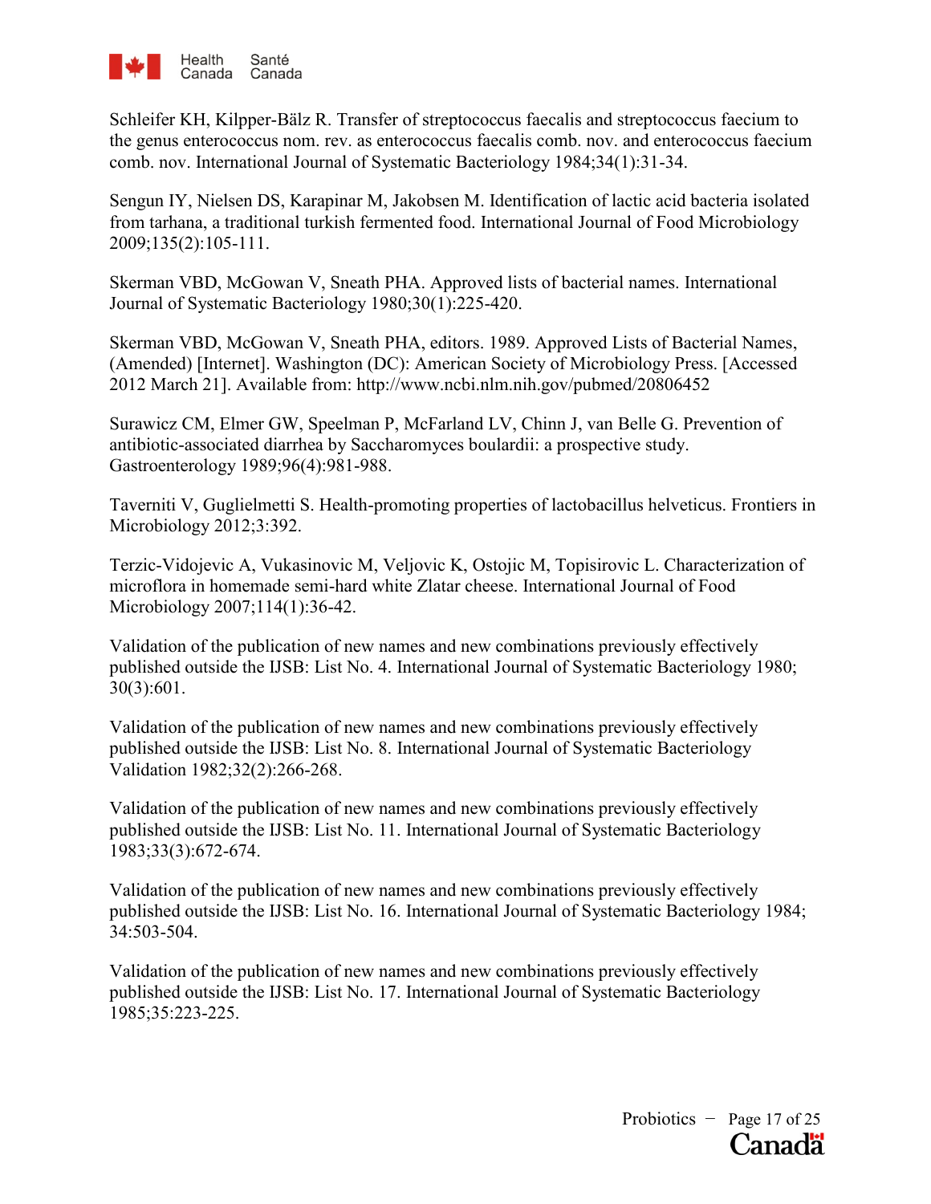Schleifer KH, Kilpper-Bälz R. Transfer of streptococcus faecalis and streptococcus faecium to the genus enterococcus nom. rev. as enterococcus faecalis comb. nov. and enterococcus faecium comb. nov. International Journal of Systematic Bacteriology 1984;34(1):31-34.

Sengun IY, Nielsen DS, Karapinar M, Jakobsen M. Identification of lactic acid bacteria isolated from tarhana, a traditional turkish fermented food. International Journal of Food Microbiology 2009;135(2):105-111.

Skerman VBD, McGowan V, Sneath PHA. Approved lists of bacterial names. International Journal of Systematic Bacteriology 1980;30(1):225-420.

Skerman VBD, McGowan V, Sneath PHA, editors. 1989. Approved Lists of Bacterial Names, (Amended) [Internet]. Washington (DC): American Society of Microbiology Press. [Accessed 2012 March 21]. Available from: http://www.ncbi.nlm.nih.gov/pubmed/20806452

Surawicz CM, Elmer GW, Speelman P, McFarland LV, Chinn J, van Belle G. Prevention of antibiotic-associated diarrhea by Saccharomyces boulardii: a prospective study. Gastroenterology 1989;96(4):981-988.

Taverniti V, Guglielmetti S. Health-promoting properties of lactobacillus helveticus. Frontiers in Microbiology 2012;3:392.

Terzic-Vidojevic A, Vukasinovic M, Veljovic K, Ostojic M, Topisirovic L. Characterization of microflora in homemade semi-hard white Zlatar cheese. International Journal of Food Microbiology 2007;114(1):36-42.

Validation of the publication of new names and new combinations previously effectively published outside the IJSB: List No. 4. International Journal of Systematic Bacteriology 1980; 30(3):601.

Validation of the publication of new names and new combinations previously effectively published outside the IJSB: List No. 8. International Journal of Systematic Bacteriology Validation 1982;32(2):266-268.

Validation of the publication of new names and new combinations previously effectively published outside the IJSB: List No. 11. International Journal of Systematic Bacteriology 1983;33(3):672-674.

Validation of the publication of new names and new combinations previously effectively published outside the IJSB: List No. 16. International Journal of Systematic Bacteriology 1984; 34:503-504.

Validation of the publication of new names and new combinations previously effectively published outside the IJSB: List No. 17. International Journal of Systematic Bacteriology 1985;35:223-225.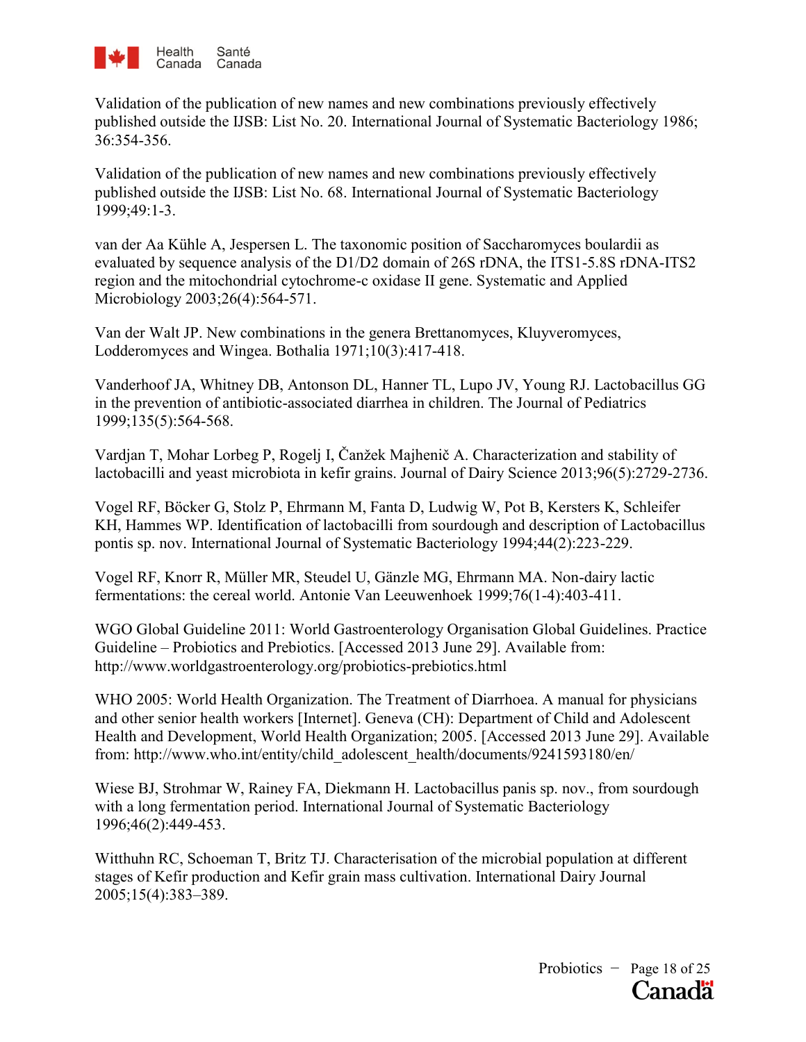Validation of the publication of new names and new combinations previously effectively published outside the IJSB: List No. 20. International Journal of Systematic Bacteriology 1986; 36:354-356.

Validation of the publication of new names and new combinations previously effectively published outside the IJSB: List No. 68. International Journal of Systematic Bacteriology 1999;49:1-3.

van der Aa Kühle A, Jespersen L. The taxonomic position of Saccharomyces boulardii as evaluated by sequence analysis of the D1/D2 domain of 26S rDNA, the ITS1-5.8S rDNA-ITS2 region and the mitochondrial cytochrome-c oxidase II gene. Systematic and Applied Microbiology 2003;26(4):564-571.

Van der Walt JP. New combinations in the genera Brettanomyces, Kluyveromyces, Lodderomyces and Wingea. Bothalia 1971;10(3):417-418.

Vanderhoof JA, Whitney DB, Antonson DL, Hanner TL, Lupo JV, Young RJ. Lactobacillus GG in the prevention of antibiotic-associated diarrhea in children. The Journal of Pediatrics 1999;135(5):564-568.

Vardjan T, Mohar Lorbeg P, Rogelj I, Čanžek Majhenič A. Characterization and stability of lactobacilli and yeast microbiota in kefir grains. Journal of Dairy Science 2013;96(5):2729-2736.

Vogel RF, Böcker G, Stolz P, Ehrmann M, Fanta D, Ludwig W, Pot B, Kersters K, Schleifer KH, Hammes WP. Identification of lactobacilli from sourdough and description of Lactobacillus pontis sp. nov. International Journal of Systematic Bacteriology 1994;44(2):223-229.

Vogel RF, Knorr R, Müller MR, Steudel U, Gänzle MG, Ehrmann MA. Non-dairy lactic fermentations: the cereal world. Antonie Van Leeuwenhoek 1999;76(1-4):403-411.

WGO Global Guideline 2011: World Gastroenterology Organisation Global Guidelines. Practice Guideline – Probiotics and Prebiotics. [Accessed 2013 June 29]. Available from: http://www.worldgastroenterology.org/probiotics-prebiotics.html

WHO 2005: World Health Organization. The Treatment of Diarrhoea. A manual for physicians and other senior health workers [Internet]. Geneva (CH): Department of Child and Adolescent Health and Development, World Health Organization; 2005. [Accessed 2013 June 29]. Available from: http://www.who.int/entity/child_adolescent_health/documents/9241593180/en/

Wiese BJ, Strohmar W, Rainey FA, Diekmann H. Lactobacillus panis sp. nov., from sourdough with a long fermentation period. International Journal of Systematic Bacteriology 1996;46(2):449-453.

Witthuhn RC, Schoeman T, Britz TJ. Characterisation of the microbial population at different stages of Kefir production and Kefir grain mass cultivation. International Dairy Journal 2005;15(4):383–389.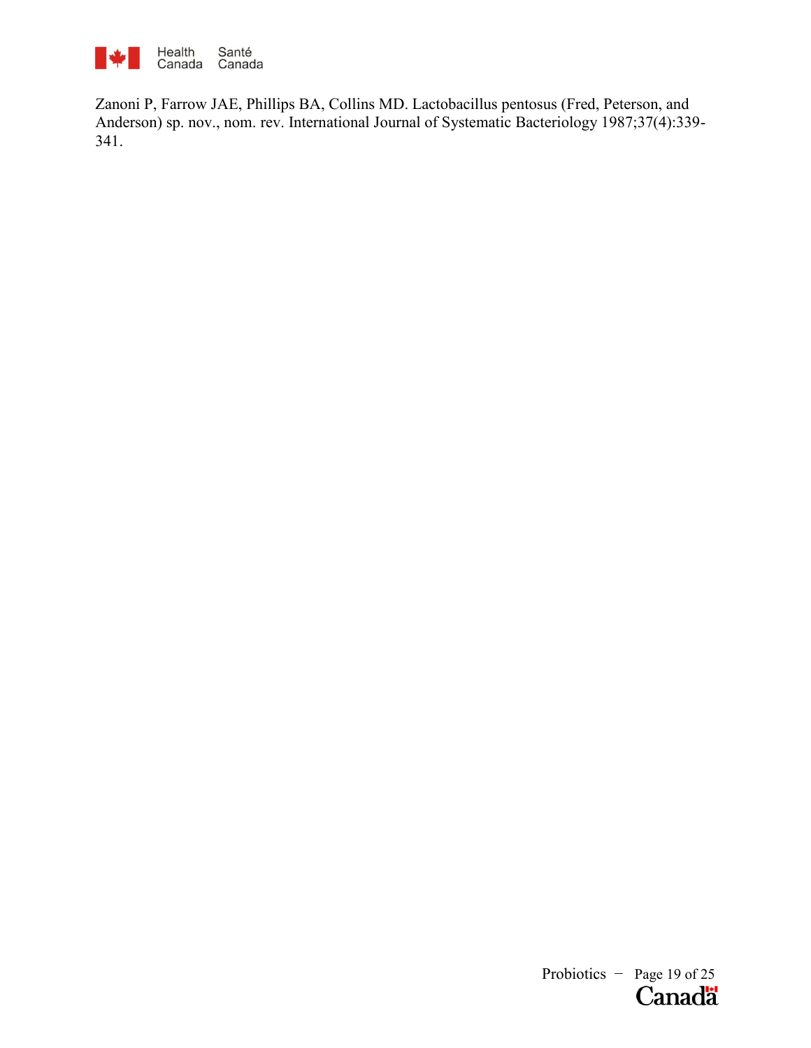Zanoni P, Farrow JAE, Phillips BA, Collins MD. Lactobacillus pentosus (Fred, Peterson, and Anderson) sp. nov., nom. rev. International Journal of Systematic Bacteriology 1987;37(4):339-341.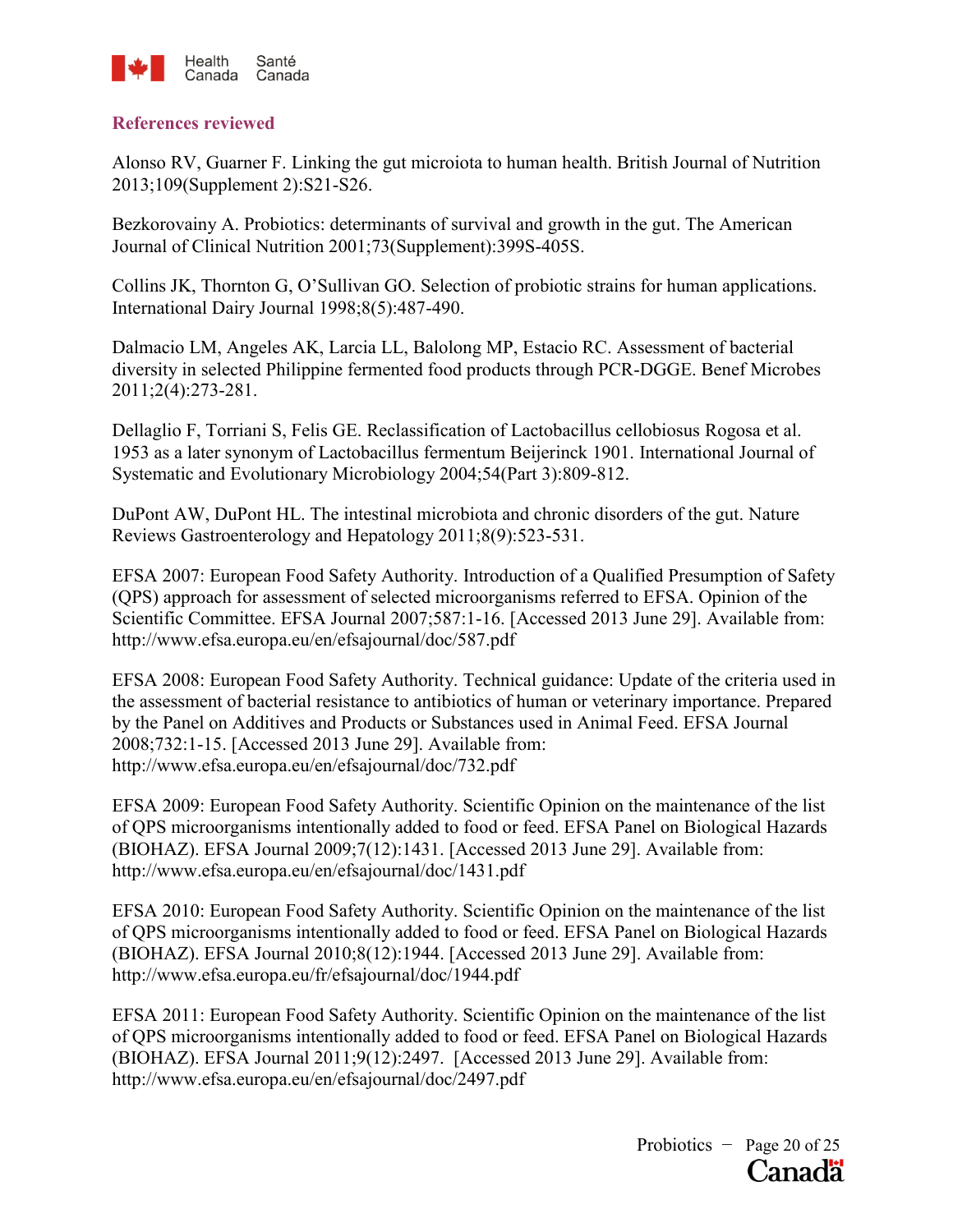## References reviewed

Alonso RV, Guarner F. Linking the gut microioota to human health. British Journal of Nutrition 2013;109(Supplement 2):S21-S26.

Bezkorovainy A. Probiotics: determinants of survival and growth in the gut. The American Journal of Clinical Nutrition 2001;73(Supplement):399S-405S.

Collins JK, Thornton G, O'Sullivan GO. Selection of probiotic strains for human applications. International Dairy Journal 1998;8(5):487-490.

Dalmacio LM, Angeles AK, Larcia LL, Balolong MP, Estacio RC. Assessment of bacterial diversity in selected Philippine fermented food products through PCR-DGGE. Benef Microbes 2011;2(4):273-281.

Dellaglio F, Torriani S, Felis GE. Reclassification of Lactobacillus cellobiosus Rogosa et al. 1953 as a later synonym of Lactobacillus fermentum Beijerinck 1901. International Journal of Systematic and Evolutionary Microbiology 2004;54(Part 3):809-812.

DuPont AW, DuPont HL. The intestinal microbiota and chronic disorders of the gut. Nature Reviews Gastroenterology and Hepatology 2011;8(9):523-531.

EFSA 2007: European Food Safety Authority. Introduction of a Qualified Presumption of Safety (QPS) approach for assessment of selected microorganisms referred to EFSA. Opinion of the Scientific Committee. EFSA Journal 2007;587:1-16. [Accessed 2013 June 29]. Available from: http://www.efsa.europa.eu/en/efsajournal/doc/587.pdf

EFSA 2008: European Food Safety Authority. Technical guidance: Update of the criteria used in the assessment of bacterial resistance to antibiotics of human or veterinary importance. Prepared by the Panel on Additives and Products or Substances used in Animal Feed. EFSA Journal 2008;732:1-15. [Accessed 2013 June 29]. Available from: http://www.efsa.europa.eu/en/efsajournal/doc/732.pdf

EFSA 2009: European Food Safety Authority. Scientific Opinion on the maintenance of the list of QPS microorganisms intentionally added to food or feed. EFSA Panel on Biological Hazards (BIOHAZ). EFSA Journal 2009;7(12):1431. [Accessed 2013 June 29]. Available from: http://www.efsa.europa.eu/en/efsajournal/doc/1431.pdf

EFSA 2010: European Food Safety Authority. Scientific Opinion on the maintenance of the list of QPS microorganisms intentionally added to food or feed. EFSA Panel on Biological Hazards (BIOHAZ). EFSA Journal 2010;8(12):1944. [Accessed 2013 June 29]. Available from: http://www.efsa.europa.eu/fr/efsajournal/doc/1944.pdf

EFSA 2011: European Food Safety Authority. Scientific Opinion on the maintenance of the list of QPS microorganisms intentionally added to food or feed. EFSA Panel on Biological Hazards (BIOHAZ). EFSA Journal 2011;9(12):2497. [Accessed 2013 June 29]. Available from: http://www.efsa.europa.eu/en/efsajournal/doc/2497.pdf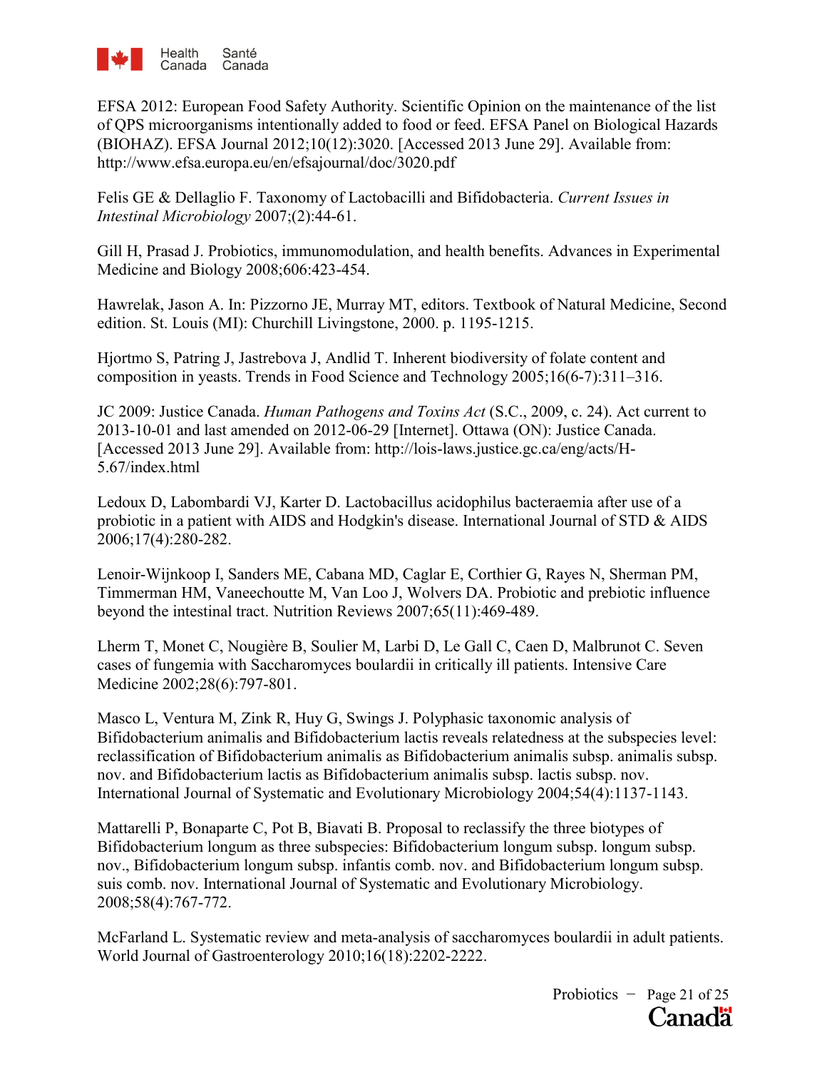EFSA 2012: European Food Safety Authority. Scientific Opinion on the maintenance of the list of QPS microorganisms intentionally added to food or feed. EFSA Panel on Biological Hazards (BIOHAZ). EFSA Journal 2012;10(12):3020. [Accessed 2013 June 29]. Available from: http://www.efsa.europa.eu/en/efsajournal/doc/3020.pdf

Felis GE & Dellaglio F. Taxonomy of Lactobacilli and Bifidobacteria. *Current Issues in Intestinal Microbiology* 2007;(2):44-61.

Gill H, Prasad J. Probiotics, immunomodulation, and health benefits. Advances in Experimental Medicine and Biology 2008;606:423-454.

Hawrelak, Jason A. In: Pizzorno JE, Murray MT, editors. Textbook of Natural Medicine, Second edition. St. Louis (MI): Churchill Livingstone, 2000. p. 1195-1215.

Hjortmo S, Patring J, Jastrebova J, Andlid T. Inherent biodiversity of folate content and composition in yeasts. Trends in Food Science and Technology 2005;16(6-7):311–316.

JC 2009: Justice Canada. *Human Pathogens and Toxins Act* (S.C., 2009, c. 24). Act current to 2013-10-01 and last amended on 2012-06-29 [Internet]. Ottawa (ON): Justice Canada. [Accessed 2013 June 29]. Available from: http://lois-laws.justice.gc.ca/eng/acts/H-5.67/index.html

Ledoux D, Labombardi VJ, Karter D. Lactobacillus acidophilus bacteraemia after use of a probiotic in a patient with AIDS and Hodgkin's disease. International Journal of STD & AIDS 2006;17(4):280-282.

Lenoir-Wijnkoop I, Sanders ME, Cabana MD, Caglar E, Corthier G, Rayes N, Sherman PM, Timmerman HM, Vaneechoutte M, Van Loo J, Wolvers DA. Probiotic and prebiotic influence beyond the intestinal tract. Nutrition Reviews 2007;65(11):469-489.

Lherm T, Monet C, Nougière B, Soulier M, Larbi D, Le Gall C, Caen D, Malbrunot C. Seven cases of fungemia with Saccharomyces boulardii in critically ill patients. Intensive Care Medicine 2002;28(6):797-801.

Masco L, Ventura M, Zink R, Huy G, Swings J. Polyphasic taxonomic analysis of Bifidobacterium animalis and Bifidobacterium lactis reveals relatedness at the subspecies level: reclassification of Bifidobacterium animalis as Bifidobacterium animalis subsp. animalis subsp. nov. and Bifidobacterium lactis as Bifidobacterium animalis subsp. lactis subsp. nov. International Journal of Systematic and Evolutionary Microbiology 2004;54(4):1137-1143.

Mattarelli P, Bonaparte C, Pot B, Biavati B. Proposal to reclassify the three biotypes of Bifidobacterium longum as three subspecies: Bifidobacterium longum subsp. longum subsp. nov., Bifidobacterium longum subsp. infantis comb. nov. and Bifidobacterium longum subsp. suis comb. nov. International Journal of Systematic and Evolutionary Microbiology. 2008;58(4):767-772.

McFarland L. Systematic review and meta-analysis of saccharomyces boulardii in adult patients. World Journal of Gastroenterology 2010;16(18):2202-2222.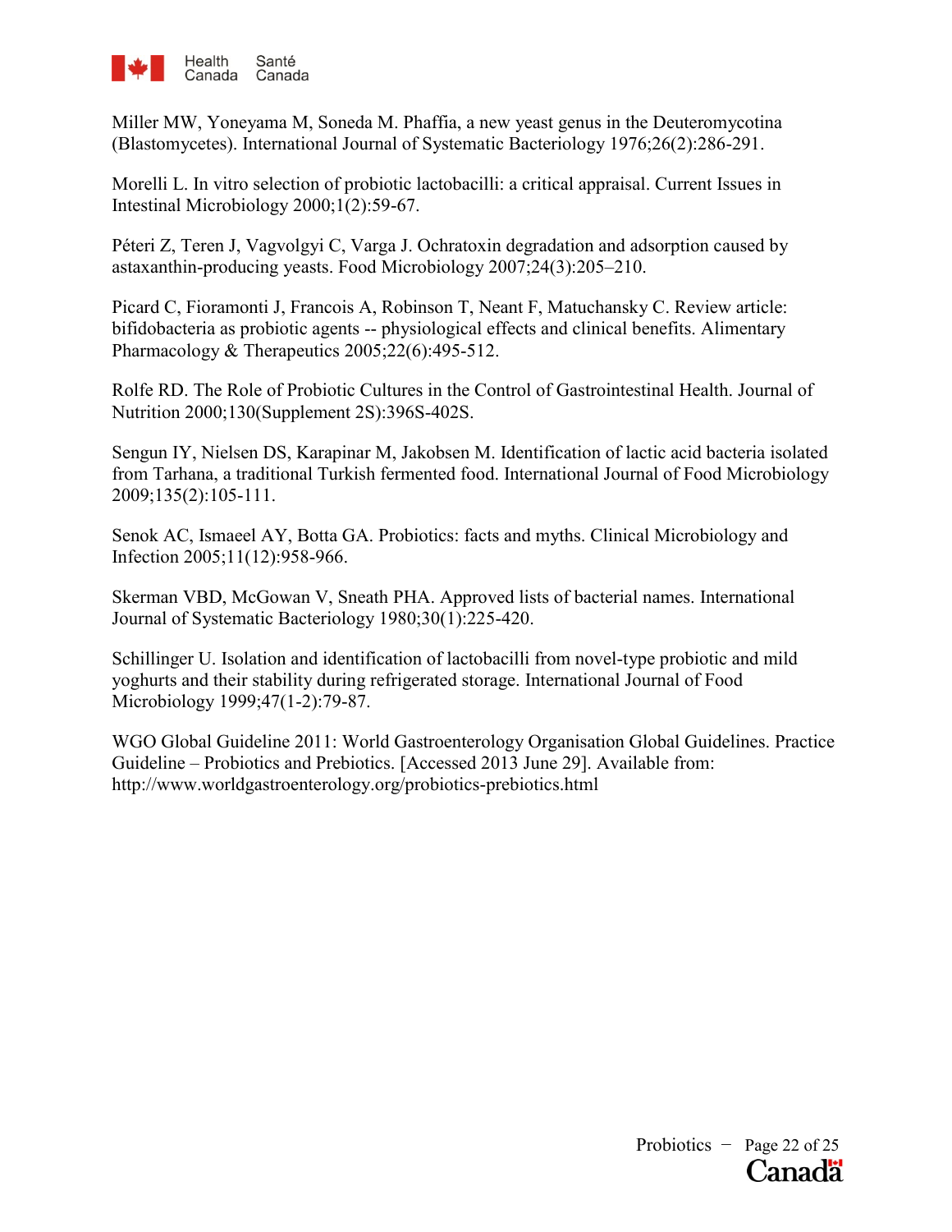Miller MW, Yoneyama M, Soneda M. Phaffia, a new yeast genus in the Deuteromycotina (Blastomycetes). International Journal of Systematic Bacteriology 1976;26(2):286-291.

Morelli L. In vitro selection of probiotic lactobacilli: a critical appraisal. Current Issues in Intestinal Microbiology 2000;1(2):59-67.

Péteri Z, Teren J, Vagvolgyi C, Varga J. Ochratoxin degradation and adsorption caused by astaxanthin-producing yeasts. Food Microbiology 2007;24(3):205–210.

Picard C, Fioramonti J, Francois A, Robinson T, Neant F, Matuchansky C. Review article: bifidobacteria as probiotic agents -- physiological effects and clinical benefits. Alimentary Pharmacology & Therapeutics 2005;22(6):495-512.

Rolfe RD. The Role of Probiotic Cultures in the Control of Gastrointestinal Health. Journal of Nutrition 2000;130(Supplement 2S):396S-402S.

Sengun IY, Nielsen DS, Karapinar M, Jakobsen M. Identification of lactic acid bacteria isolated from Tarhana, a traditional Turkish fermented food. International Journal of Food Microbiology 2009;135(2):105-111.

Senok AC, Ismaeel AY, Botta GA. Probiotics: facts and myths. Clinical Microbiology and Infection 2005;11(12):958-966.

Skerman VBD, McGowan V, Sneath PHA. Approved lists of bacterial names. International Journal of Systematic Bacteriology 1980;30(1):225-420.

Schillinger U. Isolation and identification of lactobacilli from novel-type probiotic and mild yoghurts and their stability during refrigerated storage. International Journal of Food Microbiology 1999;47(1-2):79-87.

WGO Global Guideline 2011: World Gastroenterology Organisation Global Guidelines. Practice Guideline – Probiotics and Prebiotics. [Accessed 2013 June 29]. Available from: http://www.worldgastroenterology.org/probiotics-prebiotics.html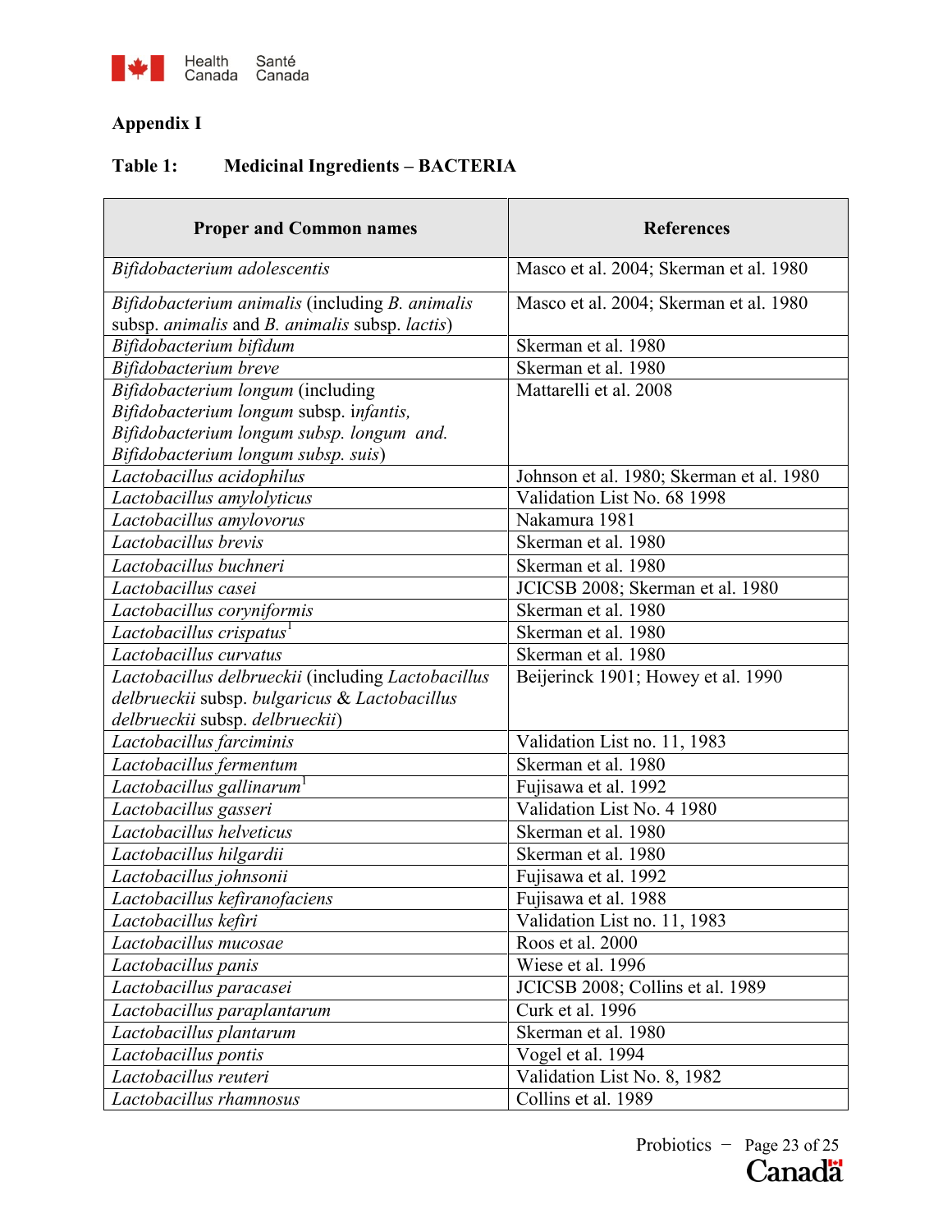## Appendix I

### Table 1: Medicinal Ingredients – BACTERIA

| Proper and Common names | References |
|---|---|
| *Bifidobacterium adolescentis* | Masco et al. 2004; Skerman et al. 1980 |
| *Bifidobacterium animalis* (including *B. animalis* subsp. *animalis* and *B. animalis* subsp. *lactis*) | Masco et al. 2004; Skerman et al. 1980 |
| *Bifidobacterium bifidum* | Skerman et al. 1980 |
| *Bifidobacterium breve* | Skerman et al. 1980 |
| *Bifidobacterium longum* (including *Bifidobacterium longum* subsp. i*nfantis*, *Bifidobacterium longum subsp. longum* and. *Bifidobacterium longum subsp. suis*) | Mattarelli et al. 2008 |
| *Lactobacillus acidophilus* | Johnson et al. 1980; Skerman et al. 1980 |
| *Lactobacillus amylolyticus* | Validation List No. 68 1998 |
| *Lactobacillus amylovorus* | Nakamura 1981 |
| *Lactobacillus brevis* | Skerman et al. 1980 |
| *Lactobacillus buchneri* | Skerman et al. 1980 |
| *Lactobacillus casei* | JCICSB 2008; Skerman et al. 1980 |
| *Lactobacillus coryniformis* | Skerman et al. 1980 |
| *Lactobacillus crispatus*[1] | Skerman et al. 1980 |
| *Lactobacillus curvatus* | Skerman et al. 1980 |
| *Lactobacillus delbrueckii* (including *Lactobacillus delbrueckii* subsp. *bulgaricus* & *Lactobacillus delbrueckii* subsp. *delbrueckii*) | Beijerinck 1901; Howey et al. 1990 |
| *Lactobacillus farciminis* | Validation List no. 11, 1983 |
| *Lactobacillus fermentum* | Skerman et al. 1980 |
| *Lactobacillus gallinarum*[1] | Fujisawa et al. 1992 |
| *Lactobacillus gasseri* | Validation List No. 4 1980 |
| *Lactobacillus helveticus* | Skerman et al. 1980 |
| *Lactobacillus hilgardii* | Skerman et al. 1980 |
| *Lactobacillus johnsonii* | Fujisawa et al. 1992 |
| *Lactobacillus kefiranofaciens* | Fujisawa et al. 1988 |
| *Lactobacillus kefiri* | Validation List no. 11, 1983 |
| *Lactobacillus mucosae* | Roos et al. 2000 |
| *Lactobacillus panis* | Wiese et al. 1996 |
| *Lactobacillus paracasei* | JCICSB 2008; Collins et al. 1989 |
| *Lactobacillus paraplantarum* | Curk et al. 1996 |
| *Lactobacillus plantarum* | Skerman et al. 1980 |
| *Lactobacillus pontis* | Vogel et al. 1994 |
| *Lactobacillus reuteri* | Validation List No. 8, 1982 |
| *Lactobacillus rhamnosus* | Collins et al. 1989 |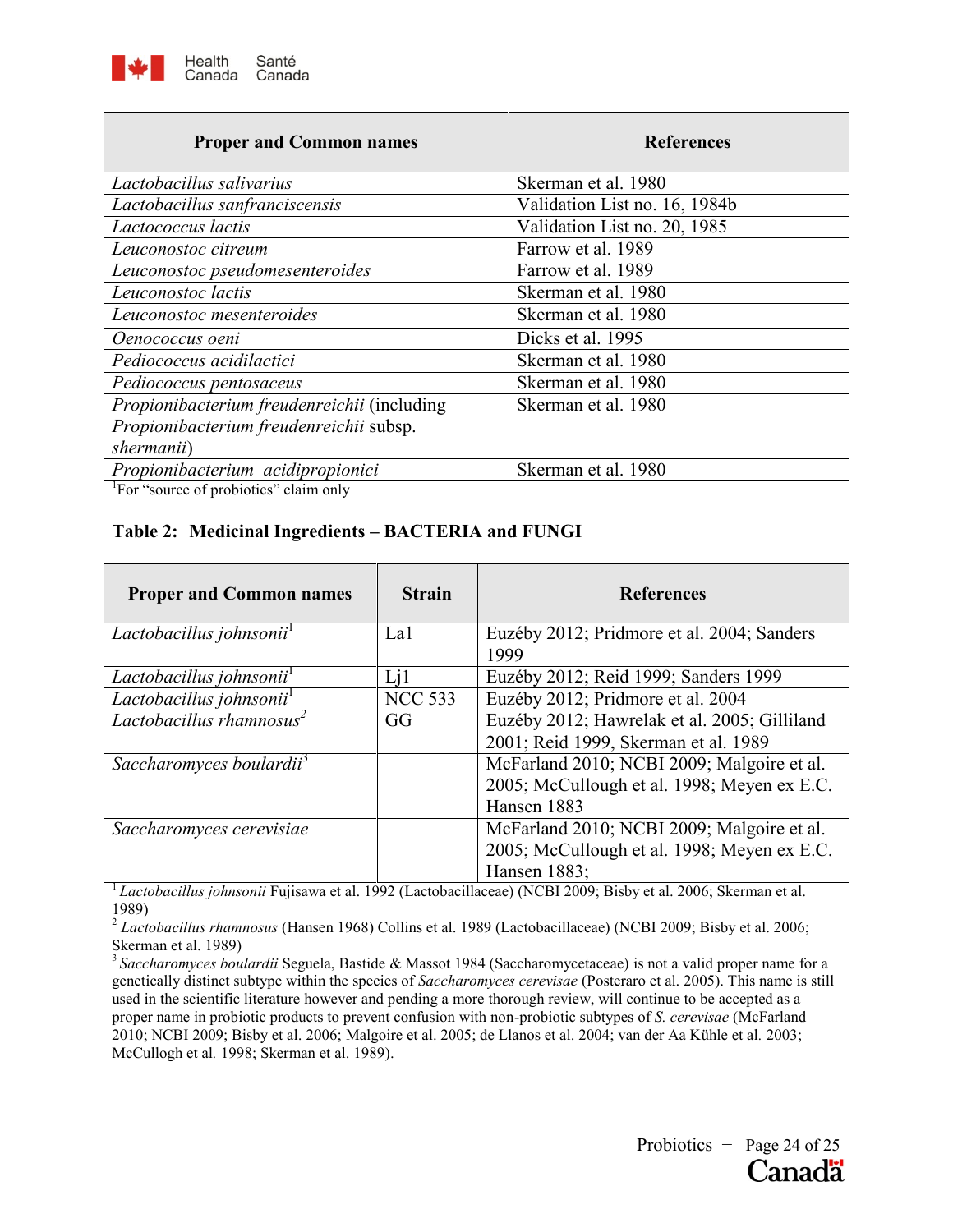| Proper and Common names | References |
|---|---|
| *Lactobacillus salivarius* | Skerman et al. 1980 |
| *Lactobacillus sanfranciscensis* | Validation List no. 16, 1984b |
| *Lactococcus lactis* | Validation List no. 20, 1985 |
| *Leuconostoc citreum* | Farrow et al. 1989 |
| *Leuconostoc pseudomesenteroides* | Farrow et al. 1989 |
| *Leuconostoc lactis* | Skerman et al. 1980 |
| *Leuconostoc mesenteroides* | Skerman et al. 1980 |
| *Oenococcus oeni* | Dicks et al. 1995 |
| *Pediococcus acidilactici* | Skerman et al. 1980 |
| *Pediococcus pentosaceus* | Skerman et al. 1980 |
| *Propionibacterium freudenreichii* (including *Propionibacterium freudenreichii* subsp. *shermanii*) | Skerman et al. 1980 |
| *Propionibacterium acidipropionici* | Skerman et al. 1980 |

[1]For "source of probiotics" claim only

### Table 2: Medicinal Ingredients – BACTERIA and FUNGI

| Proper and Common names | Strain | References |
|---|---|---|
| *Lactobacillus johnsonii*[1] | La1 | Euzéby 2012; Pridmore et al. 2004; Sanders 1999 |
| *Lactobacillus johnsonii*[1] | Lj1 | Euzéby 2012; Reid 1999; Sanders 1999 |
| *Lactobacillus johnsonii*[1] | NCC 533 | Euzéby 2012; Pridmore et al. 2004 |
| *Lactobacillus rhamnosus*[2] | GG | Euzéby 2012; Hawrelak et al. 2005; Gilliland 2001; Reid 1999, Skerman et al. 1989 |
| *Saccharomyces boulardii*[3] | | McFarland 2010; NCBI 2009; Malgoire et al. 2005; McCullough et al. 1998; Meyen ex E.C. Hansen 1883 |
| *Saccharomyces cerevisiae* | | McFarland 2010; NCBI 2009; Malgoire et al. 2005; McCullough et al. 1998; Meyen ex E.C. Hansen 1883; |

[1] *Lactobacillus johnsonii* Fujisawa et al. 1992 (Lactobacillaceae) (NCBI 2009; Bisby et al. 2006; Skerman et al. 1989)

[2] *Lactobacillus rhamnosus* (Hansen 1968) Collins et al. 1989 (Lactobacillaceae) (NCBI 2009; Bisby et al. 2006; Skerman et al. 1989)

[3] *Saccharomyces boulardii* Seguela, Bastide & Massot 1984 (Saccharomycetaceae) is not a valid proper name for a genetically distinct subtype within the species of *Saccharomyces cerevisae* (Posteraro et al. 2005). This name is still used in the scientific literature however and pending a more thorough review, will continue to be accepted as a proper name in probiotic products to prevent confusion with non-probiotic subtypes of *S. cerevisae* (McFarland 2010; NCBI 2009; Bisby et al. 2006; Malgoire et al. 2005; de Llanos et al. 2004; van der Aa Kühle et al. 2003; McCullogh et al. 1998; Skerman et al. 1989).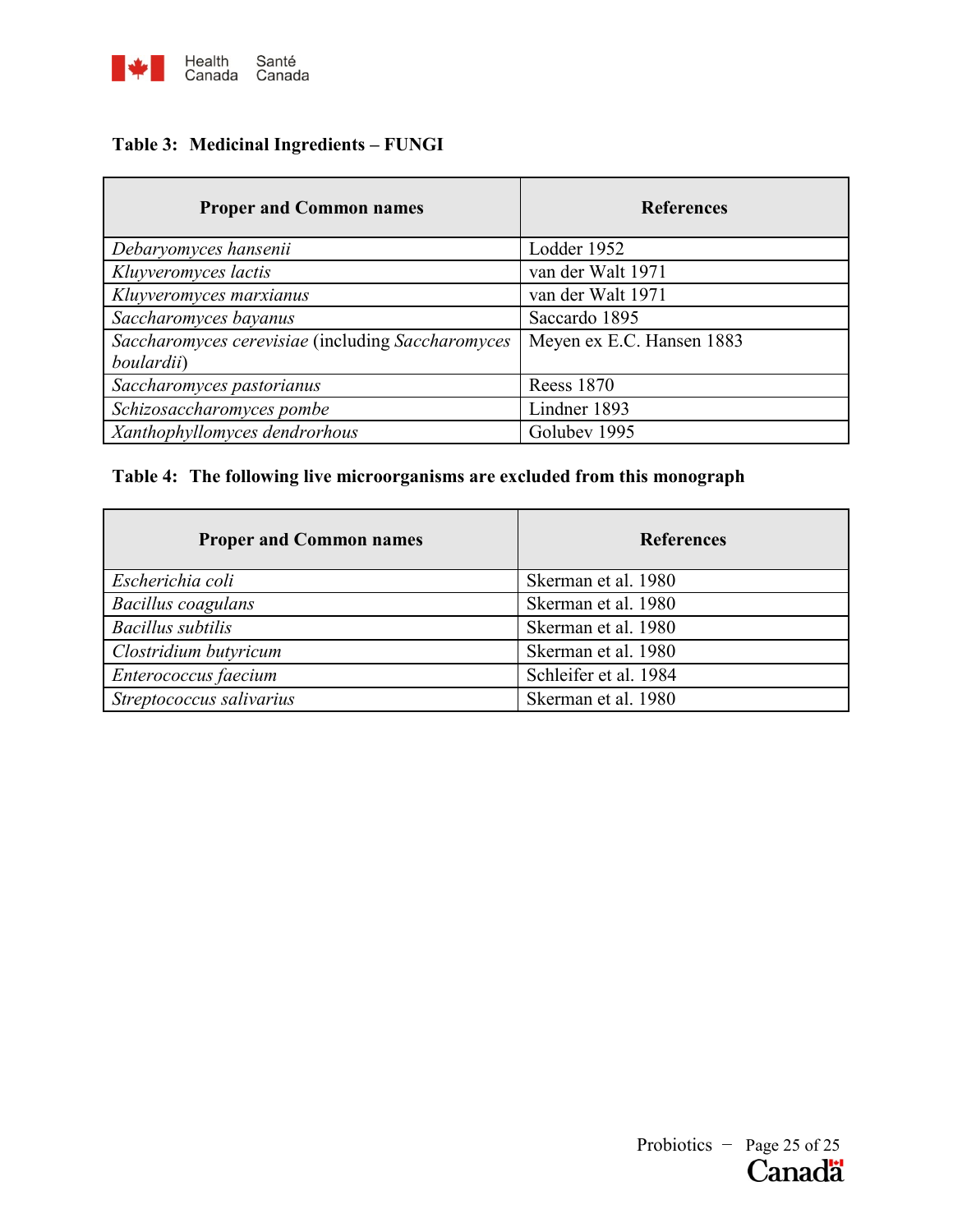**Table 3: Medicinal Ingredients – FUNGI**

| Proper and Common names | References |
|---|---|
| *Debaryomyces hansenii* | Lodder 1952 |
| *Kluyveromyces lactis* | van der Walt 1971 |
| *Kluyveromyces marxianus* | van der Walt 1971 |
| *Saccharomyces bayanus* | Saccardo 1895 |
| *Saccharomyces cerevisiae* (including *Saccharomyces boulardii*) | Meyen ex E.C. Hansen 1883 |
| *Saccharomyces pastorianus* | Reess 1870 |
| *Schizosaccharomyces pombe* | Lindner 1893 |
| *Xanthophyllomyces dendrorhous* | Golubev 1995 |

**Table 4: The following live microorganisms are excluded from this monograph**

| Proper and Common names | References |
|---|---|
| *Escherichia coli* | Skerman et al. 1980 |
| *Bacillus coagulans* | Skerman et al. 1980 |
| *Bacillus subtilis* | Skerman et al. 1980 |
| *Clostridium butyricum* | Skerman et al. 1980 |
| *Enterococcus faecium* | Schleifer et al. 1984 |
| *Streptococcus salivarius* | Skerman et al. 1980 |